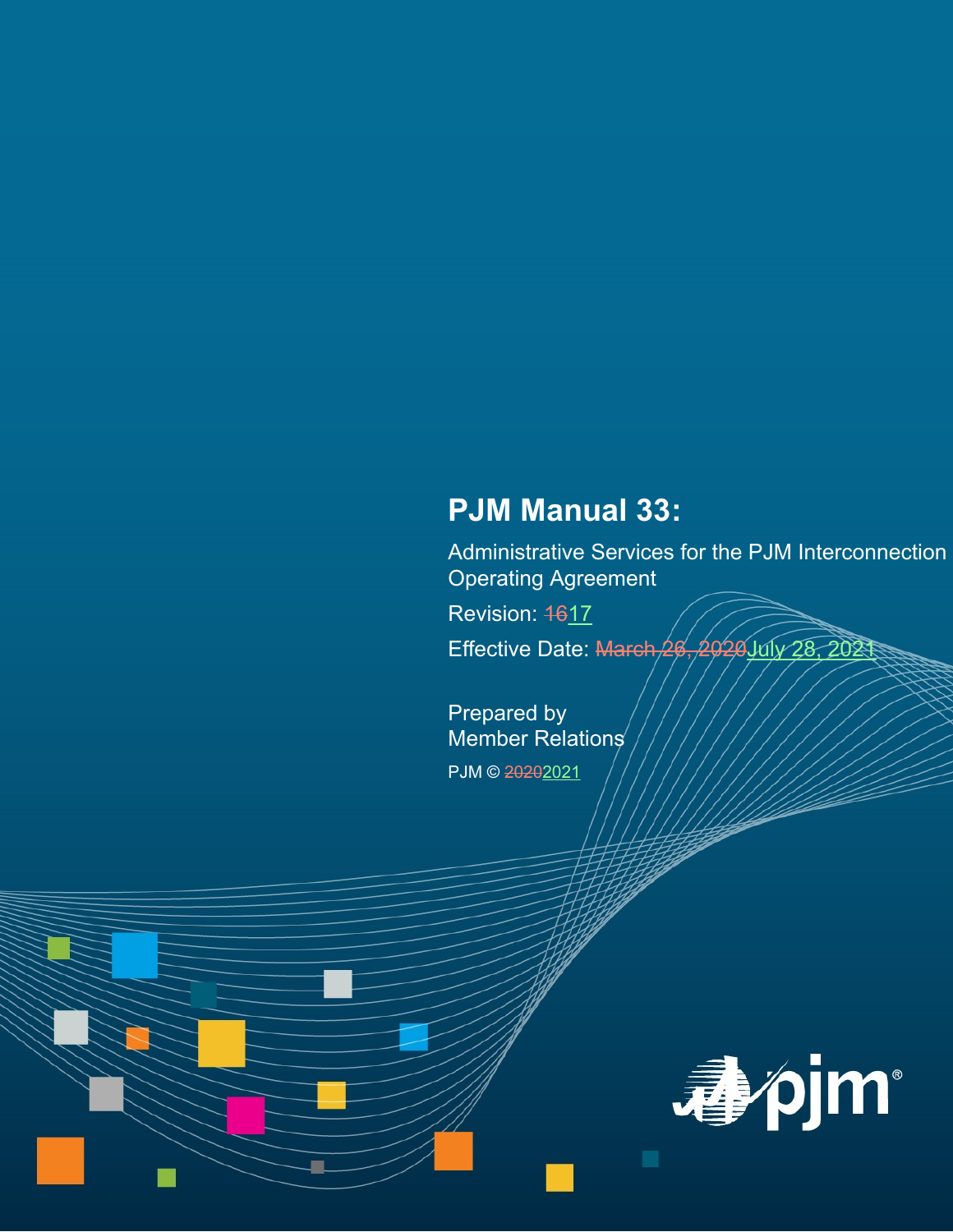# PJM Manual 33:

Administrative Services for the PJM Interconnection Operating Agreement

Revision: ~~16~~17

Effective Date: ~~March 26, 2020~~July 28, 2021

Prepared by
Member Relations

PJM © ~~2020~~2021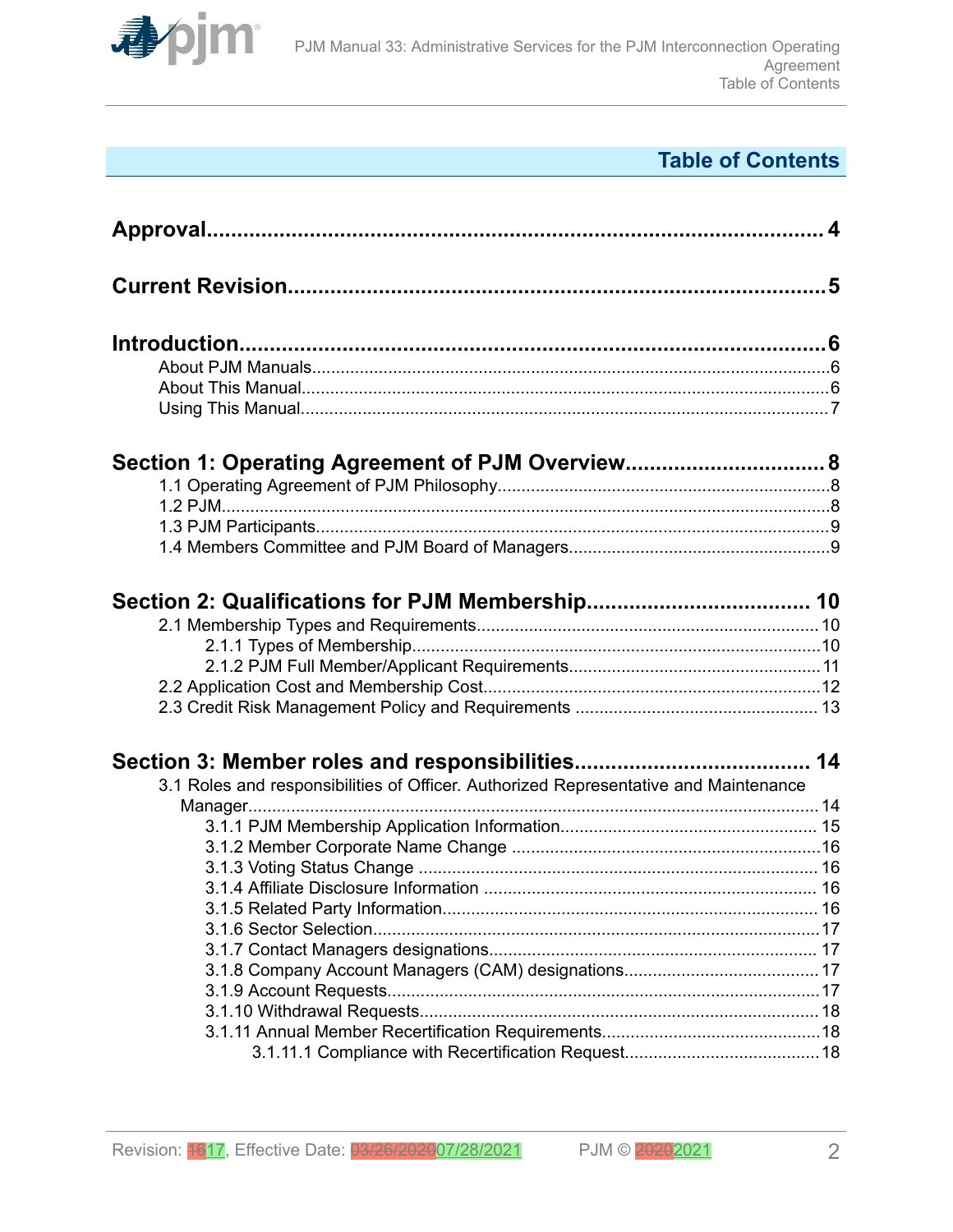# Table of Contents

**Approval...................................................................................... 4**

**Current Revision......................................................................... 5**

**Introduction.................................................................................. 6**

About PJM Manuals.....................................................................................6
About This Manual.......................................................................................6
Using This Manual.......................................................................................7

**Section 1: Operating Agreement of PJM Overview................................ 8**

1.1 Operating Agreement of PJM Philosophy.....................................................8
1.2 PJM...........................................................................................................8
1.3 PJM Participants.........................................................................................9
1.4 Members Committee and PJM Board of Managers........................................9

**Section 2: Qualifications for PJM Membership.................................... 10**

2.1 Membership Types and Requirements.......................................................10
2.1.1 Types of Membership.............................................................................10
2.1.2 PJM Full Member/Applicant Requirements..............................................11
2.2 Application Cost and Membership Cost......................................................12
2.3 Credit Risk Management Policy and Requirements .................................... 13

**Section 3: Member roles and responsibilities...................................... 14**

3.1 Roles and responsibilities of Officer. Authorized Representative and Maintenance Manager.................................................................................................14
3.1.1 PJM Membership Application Information.............................................. 15
3.1.2 Member Corporate Name Change .........................................................16
3.1.3 Voting Status Change .......................................................................... 16
3.1.4 Affiliate Disclosure Information ............................................................. 16
3.1.5 Related Party Information..................................................................... 16
3.1.6 Sector Selection....................................................................................17
3.1.7 Contact Managers designations............................................................. 17
3.1.8 Company Account Managers (CAM) designations..................................17
3.1.9 Account Requests..................................................................................17
3.1.10 Withdrawal Requests...........................................................................18
3.1.11 Annual Member Recertification Requirements......................................18
3.1.11.1 Compliance with Recertification Request..........................................18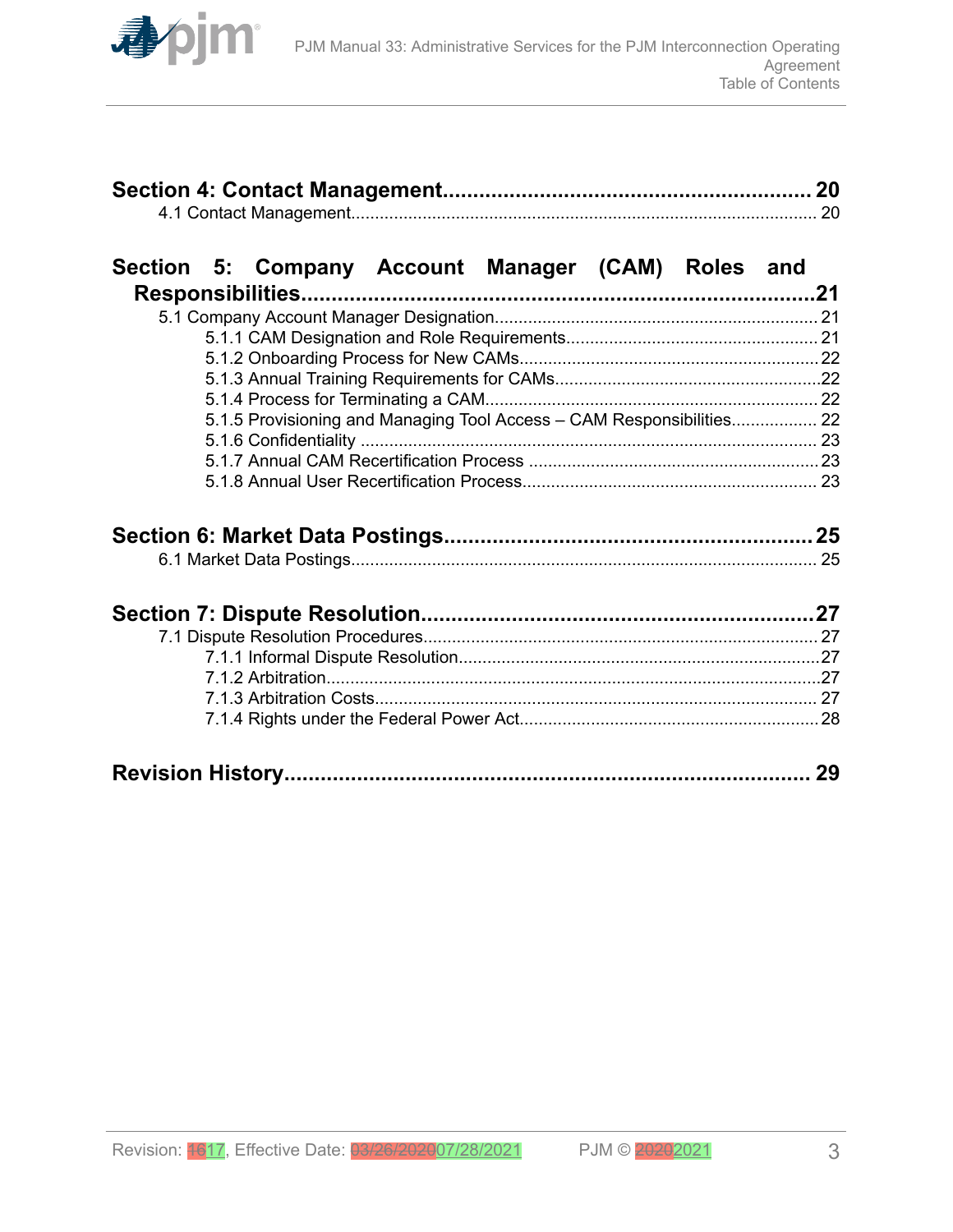**Section 4: Contact Management.............................................................. 20**

4.1 Contact Management.................................................................................................. 20

**Section 5: Company Account Manager (CAM) Roles and Responsibilities.....................................................................................21**

5.1 Company Account Manager Designation.................................................................... 21

5.1.1 CAM Designation and Role Requirements..................................................... 21

5.1.2 Onboarding Process for New CAMs............................................................... 22

5.1.3 Annual Training Requirements for CAMs........................................................22

5.1.4 Process for Terminating a CAM...................................................................... 22

5.1.5 Provisioning and Managing Tool Access – CAM Responsibilities.................. 22

5.1.6 Confidentiality ................................................................................................ 23

5.1.7 Annual CAM Recertification Process ............................................................. 23

5.1.8 Annual User Recertification Process.............................................................. 23

**Section 6: Market Data Postings.............................................................25**

6.1 Market Data Postings.................................................................................................. 25

**Section 7: Dispute Resolution.................................................................27**

7.1 Dispute Resolution Procedures................................................................................... 27

7.1.1 Informal Dispute Resolution............................................................................27

7.1.2 Arbitration........................................................................................................27

7.1.3 Arbitration Costs............................................................................................. 27

7.1.4 Rights under the Federal Power Act...............................................................28

**Revision History....................................................................................... 29**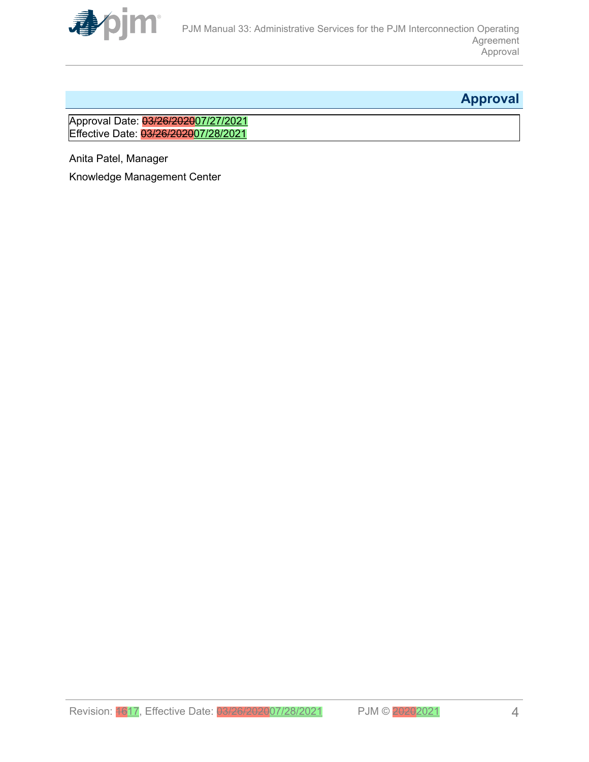## Approval

Approval Date: ~~03/26/2020~~07/27/2021
Effective Date: ~~03/26/2020~~07/28/2021

Anita Patel, Manager

Knowledge Management Center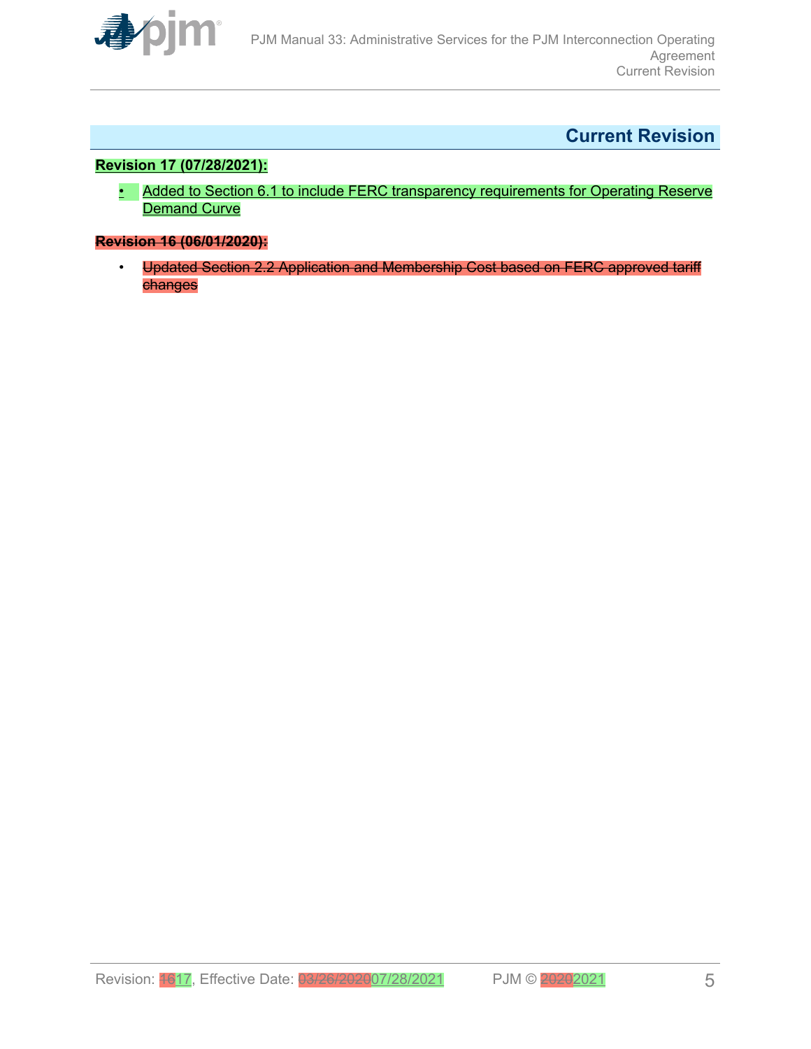## Current Revision

**Revision 17 (07/28/2021):**

- Added to Section 6.1 to include FERC transparency requirements for Operating Reserve Demand Curve

**Revision 16 (06/01/2020):**

- Updated Section 2.2 Application and Membership Cost based on FERC approved tariff changes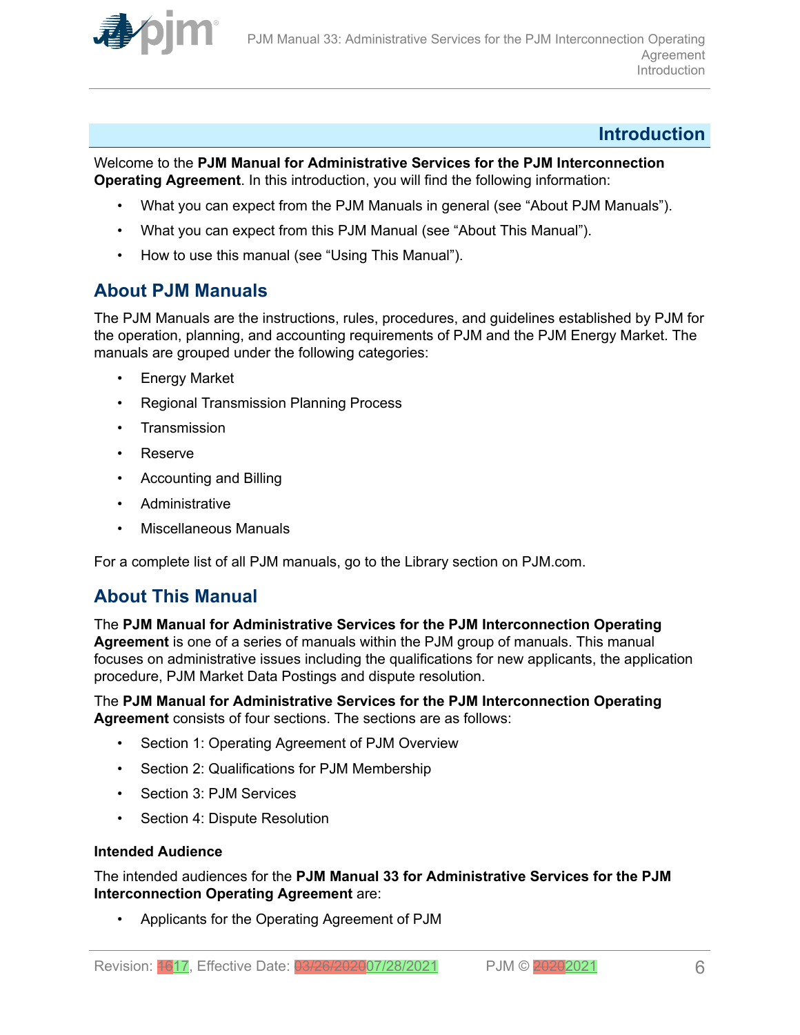# Introduction

Welcome to the **PJM Manual for Administrative Services for the PJM Interconnection Operating Agreement**. In this introduction, you will find the following information:

- What you can expect from the PJM Manuals in general (see "About PJM Manuals").
- What you can expect from this PJM Manual (see "About This Manual").
- How to use this manual (see "Using This Manual").

## About PJM Manuals

The PJM Manuals are the instructions, rules, procedures, and guidelines established by PJM for the operation, planning, and accounting requirements of PJM and the PJM Energy Market. The manuals are grouped under the following categories:

- Energy Market
- Regional Transmission Planning Process
- Transmission
- Reserve
- Accounting and Billing
- Administrative
- Miscellaneous Manuals

For a complete list of all PJM manuals, go to the Library section on PJM.com.

## About This Manual

The **PJM Manual for Administrative Services for the PJM Interconnection Operating Agreement** is one of a series of manuals within the PJM group of manuals. This manual focuses on administrative issues including the qualifications for new applicants, the application procedure, PJM Market Data Postings and dispute resolution.

The **PJM Manual for Administrative Services for the PJM Interconnection Operating Agreement** consists of four sections. The sections are as follows:

- Section 1: Operating Agreement of PJM Overview
- Section 2: Qualifications for PJM Membership
- Section 3: PJM Services
- Section 4: Dispute Resolution

**Intended Audience**

The intended audiences for the **PJM Manual 33 for Administrative Services for the PJM Interconnection Operating Agreement** are:

- Applicants for the Operating Agreement of PJM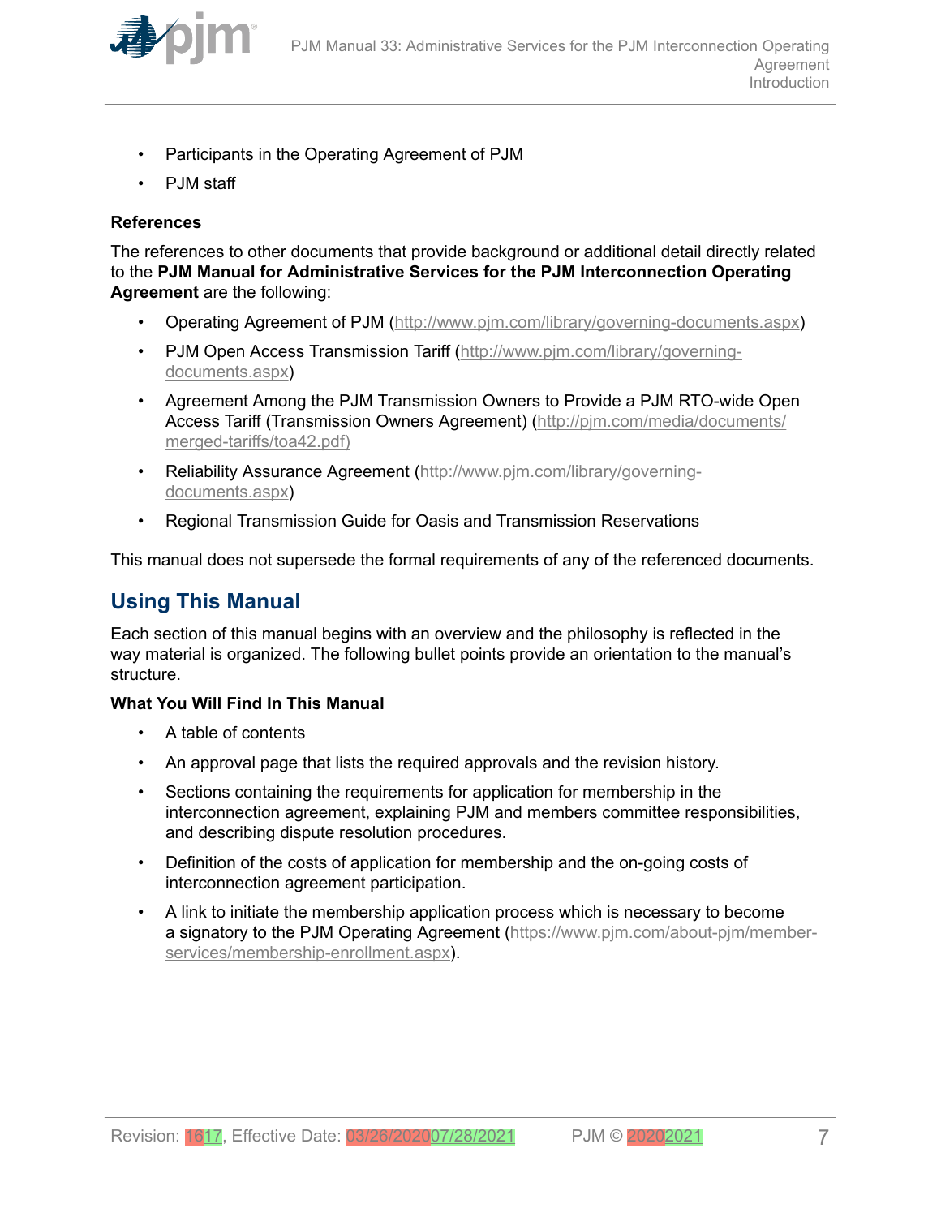- Participants in the Operating Agreement of PJM
- PJM staff

**References**

The references to other documents that provide background or additional detail directly related to the **PJM Manual for Administrative Services for the PJM Interconnection Operating Agreement** are the following:

- Operating Agreement of PJM (http://www.pjm.com/library/governing-documents.aspx)
- PJM Open Access Transmission Tariff (http://www.pjm.com/library/governing-documents.aspx)
- Agreement Among the PJM Transmission Owners to Provide a PJM RTO-wide Open Access Tariff (Transmission Owners Agreement) (http://pjm.com/media/documents/merged-tariffs/toa42.pdf)
- Reliability Assurance Agreement (http://www.pjm.com/library/governing-documents.aspx)
- Regional Transmission Guide for Oasis and Transmission Reservations

This manual does not supersede the formal requirements of any of the referenced documents.

## Using This Manual

Each section of this manual begins with an overview and the philosophy is reflected in the way material is organized. The following bullet points provide an orientation to the manual's structure.

**What You Will Find In This Manual**

- A table of contents
- An approval page that lists the required approvals and the revision history.
- Sections containing the requirements for application for membership in the interconnection agreement, explaining PJM and members committee responsibilities, and describing dispute resolution procedures.
- Definition of the costs of application for membership and the on-going costs of interconnection agreement participation.
- A link to initiate the membership application process which is necessary to become a signatory to the PJM Operating Agreement (https://www.pjm.com/about-pjm/member-services/membership-enrollment.aspx).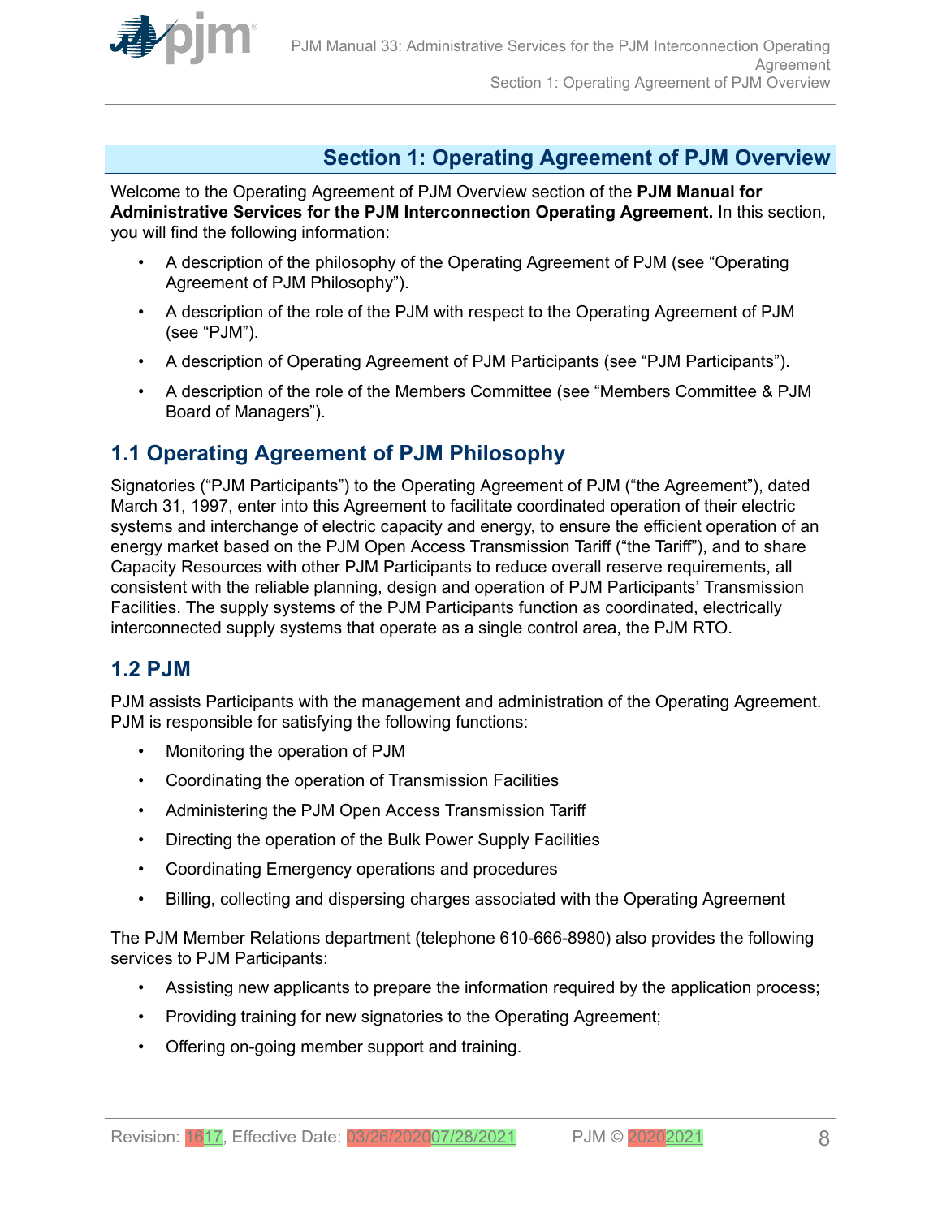# Section 1: Operating Agreement of PJM Overview

Welcome to the Operating Agreement of PJM Overview section of the **PJM Manual for Administrative Services for the PJM Interconnection Operating Agreement.** In this section, you will find the following information:

- A description of the philosophy of the Operating Agreement of PJM (see "Operating Agreement of PJM Philosophy").
- A description of the role of the PJM with respect to the Operating Agreement of PJM (see "PJM").
- A description of Operating Agreement of PJM Participants (see "PJM Participants").
- A description of the role of the Members Committee (see "Members Committee & PJM Board of Managers").

## 1.1 Operating Agreement of PJM Philosophy

Signatories ("PJM Participants") to the Operating Agreement of PJM ("the Agreement"), dated March 31, 1997, enter into this Agreement to facilitate coordinated operation of their electric systems and interchange of electric capacity and energy, to ensure the efficient operation of an energy market based on the PJM Open Access Transmission Tariff ("the Tariff"), and to share Capacity Resources with other PJM Participants to reduce overall reserve requirements, all consistent with the reliable planning, design and operation of PJM Participants' Transmission Facilities. The supply systems of the PJM Participants function as coordinated, electrically interconnected supply systems that operate as a single control area, the PJM RTO.

## 1.2 PJM

PJM assists Participants with the management and administration of the Operating Agreement. PJM is responsible for satisfying the following functions:

- Monitoring the operation of PJM
- Coordinating the operation of Transmission Facilities
- Administering the PJM Open Access Transmission Tariff
- Directing the operation of the Bulk Power Supply Facilities
- Coordinating Emergency operations and procedures
- Billing, collecting and dispersing charges associated with the Operating Agreement

The PJM Member Relations department (telephone 610-666-8980) also provides the following services to PJM Participants:

- Assisting new applicants to prepare the information required by the application process;
- Providing training for new signatories to the Operating Agreement;
- Offering on-going member support and training.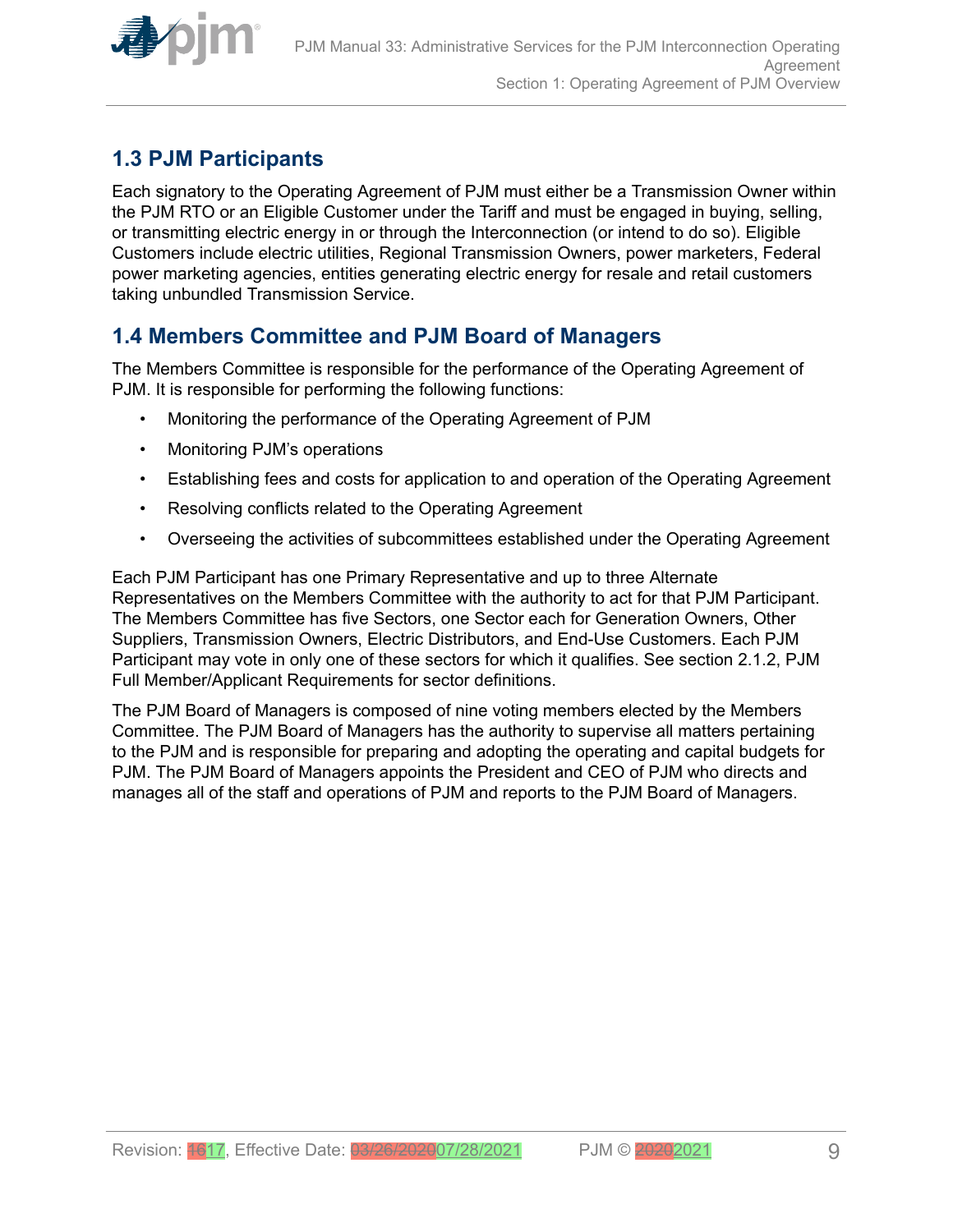## 1.3 PJM Participants

Each signatory to the Operating Agreement of PJM must either be a Transmission Owner within the PJM RTO or an Eligible Customer under the Tariff and must be engaged in buying, selling, or transmitting electric energy in or through the Interconnection (or intend to do so). Eligible Customers include electric utilities, Regional Transmission Owners, power marketers, Federal power marketing agencies, entities generating electric energy for resale and retail customers taking unbundled Transmission Service.

## 1.4 Members Committee and PJM Board of Managers

The Members Committee is responsible for the performance of the Operating Agreement of PJM. It is responsible for performing the following functions:

- Monitoring the performance of the Operating Agreement of PJM
- Monitoring PJM's operations
- Establishing fees and costs for application to and operation of the Operating Agreement
- Resolving conflicts related to the Operating Agreement
- Overseeing the activities of subcommittees established under the Operating Agreement

Each PJM Participant has one Primary Representative and up to three Alternate Representatives on the Members Committee with the authority to act for that PJM Participant. The Members Committee has five Sectors, one Sector each for Generation Owners, Other Suppliers, Transmission Owners, Electric Distributors, and End-Use Customers. Each PJM Participant may vote in only one of these sectors for which it qualifies. See section 2.1.2, PJM Full Member/Applicant Requirements for sector definitions.

The PJM Board of Managers is composed of nine voting members elected by the Members Committee. The PJM Board of Managers has the authority to supervise all matters pertaining to the PJM and is responsible for preparing and adopting the operating and capital budgets for PJM. The PJM Board of Managers appoints the President and CEO of PJM who directs and manages all of the staff and operations of PJM and reports to the PJM Board of Managers.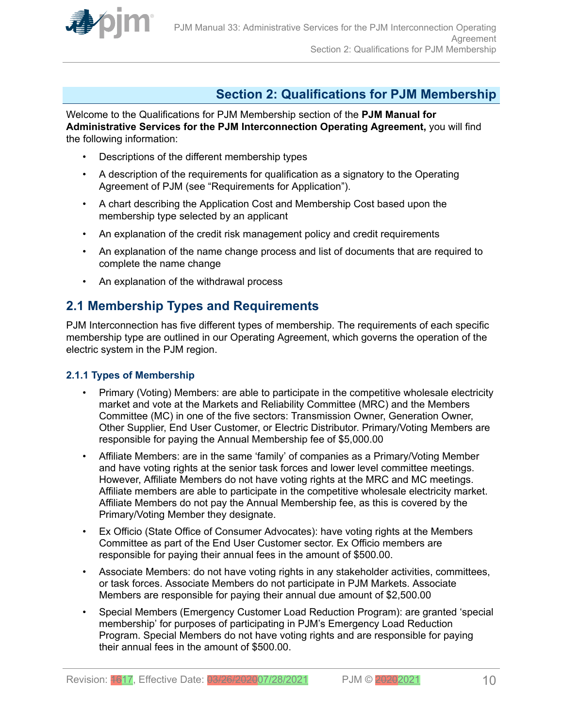# Section 2: Qualifications for PJM Membership

Welcome to the Qualifications for PJM Membership section of the **PJM Manual for Administrative Services for the PJM Interconnection Operating Agreement,** you will find the following information:

- Descriptions of the different membership types
- A description of the requirements for qualification as a signatory to the Operating Agreement of PJM (see "Requirements for Application").
- A chart describing the Application Cost and Membership Cost based upon the membership type selected by an applicant
- An explanation of the credit risk management policy and credit requirements
- An explanation of the name change process and list of documents that are required to complete the name change
- An explanation of the withdrawal process

## 2.1 Membership Types and Requirements

PJM Interconnection has five different types of membership. The requirements of each specific membership type are outlined in our Operating Agreement, which governs the operation of the electric system in the PJM region.

### 2.1.1 Types of Membership

- Primary (Voting) Members: are able to participate in the competitive wholesale electricity market and vote at the Markets and Reliability Committee (MRC) and the Members Committee (MC) in one of the five sectors: Transmission Owner, Generation Owner, Other Supplier, End User Customer, or Electric Distributor. Primary/Voting Members are responsible for paying the Annual Membership fee of $5,000.00
- Affiliate Members: are in the same 'family' of companies as a Primary/Voting Member and have voting rights at the senior task forces and lower level committee meetings. However, Affiliate Members do not have voting rights at the MRC and MC meetings. Affiliate members are able to participate in the competitive wholesale electricity market. Affiliate Members do not pay the Annual Membership fee, as this is covered by the Primary/Voting Member they designate.
- Ex Officio (State Office of Consumer Advocates): have voting rights at the Members Committee as part of the End User Customer sector. Ex Officio members are responsible for paying their annual fees in the amount of $500.00.
- Associate Members: do not have voting rights in any stakeholder activities, committees, or task forces. Associate Members do not participate in PJM Markets. Associate Members are responsible for paying their annual due amount of $2,500.00
- Special Members (Emergency Customer Load Reduction Program): are granted 'special membership' for purposes of participating in PJM's Emergency Load Reduction Program. Special Members do not have voting rights and are responsible for paying their annual fees in the amount of $500.00.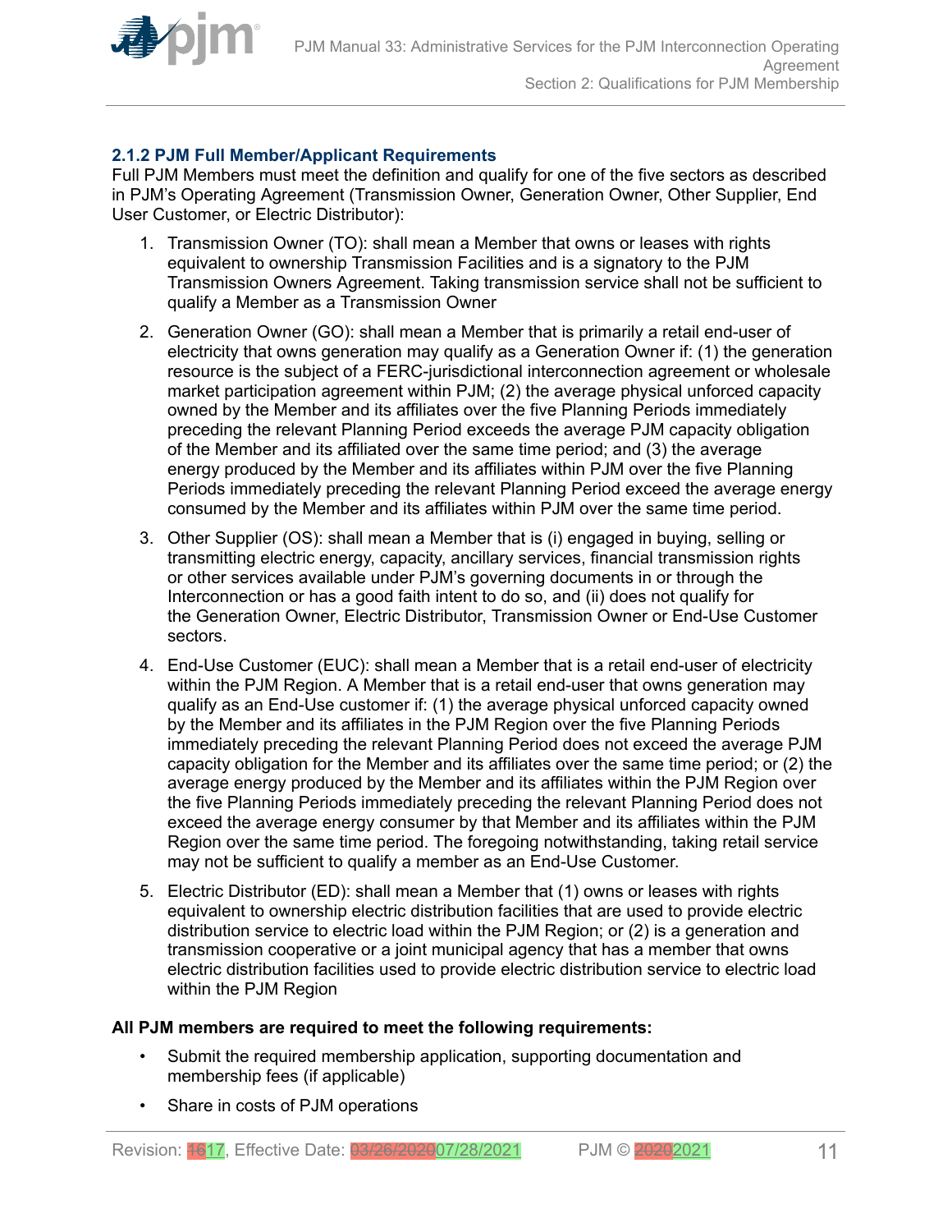### 2.1.2 PJM Full Member/Applicant Requirements

Full PJM Members must meet the definition and qualify for one of the five sectors as described in PJM's Operating Agreement (Transmission Owner, Generation Owner, Other Supplier, End User Customer, or Electric Distributor):

1. Transmission Owner (TO): shall mean a Member that owns or leases with rights equivalent to ownership Transmission Facilities and is a signatory to the PJM Transmission Owners Agreement. Taking transmission service shall not be sufficient to qualify a Member as a Transmission Owner

2. Generation Owner (GO): shall mean a Member that is primarily a retail end-user of electricity that owns generation may qualify as a Generation Owner if: (1) the generation resource is the subject of a FERC-jurisdictional interconnection agreement or wholesale market participation agreement within PJM; (2) the average physical unforced capacity owned by the Member and its affiliates over the five Planning Periods immediately preceding the relevant Planning Period exceeds the average PJM capacity obligation of the Member and its affiliated over the same time period; and (3) the average energy produced by the Member and its affiliates within PJM over the five Planning Periods immediately preceding the relevant Planning Period exceed the average energy consumed by the Member and its affiliates within PJM over the same time period.

3. Other Supplier (OS): shall mean a Member that is (i) engaged in buying, selling or transmitting electric energy, capacity, ancillary services, financial transmission rights or other services available under PJM's governing documents in or through the Interconnection or has a good faith intent to do so, and (ii) does not qualify for the Generation Owner, Electric Distributor, Transmission Owner or End-Use Customer sectors.

4. End-Use Customer (EUC): shall mean a Member that is a retail end-user of electricity within the PJM Region. A Member that is a retail end-user that owns generation may qualify as an End-Use customer if: (1) the average physical unforced capacity owned by the Member and its affiliates in the PJM Region over the five Planning Periods immediately preceding the relevant Planning Period does not exceed the average PJM capacity obligation for the Member and its affiliates over the same time period; or (2) the average energy produced by the Member and its affiliates within the PJM Region over the five Planning Periods immediately preceding the relevant Planning Period does not exceed the average energy consumer by that Member and its affiliates within the PJM Region over the same time period. The foregoing notwithstanding, taking retail service may not be sufficient to qualify a member as an End-Use Customer.

5. Electric Distributor (ED): shall mean a Member that (1) owns or leases with rights equivalent to ownership electric distribution facilities that are used to provide electric distribution service to electric load within the PJM Region; or (2) is a generation and transmission cooperative or a joint municipal agency that has a member that owns electric distribution facilities used to provide electric distribution service to electric load within the PJM Region

**All PJM members are required to meet the following requirements:**

- Submit the required membership application, supporting documentation and membership fees (if applicable)
- Share in costs of PJM operations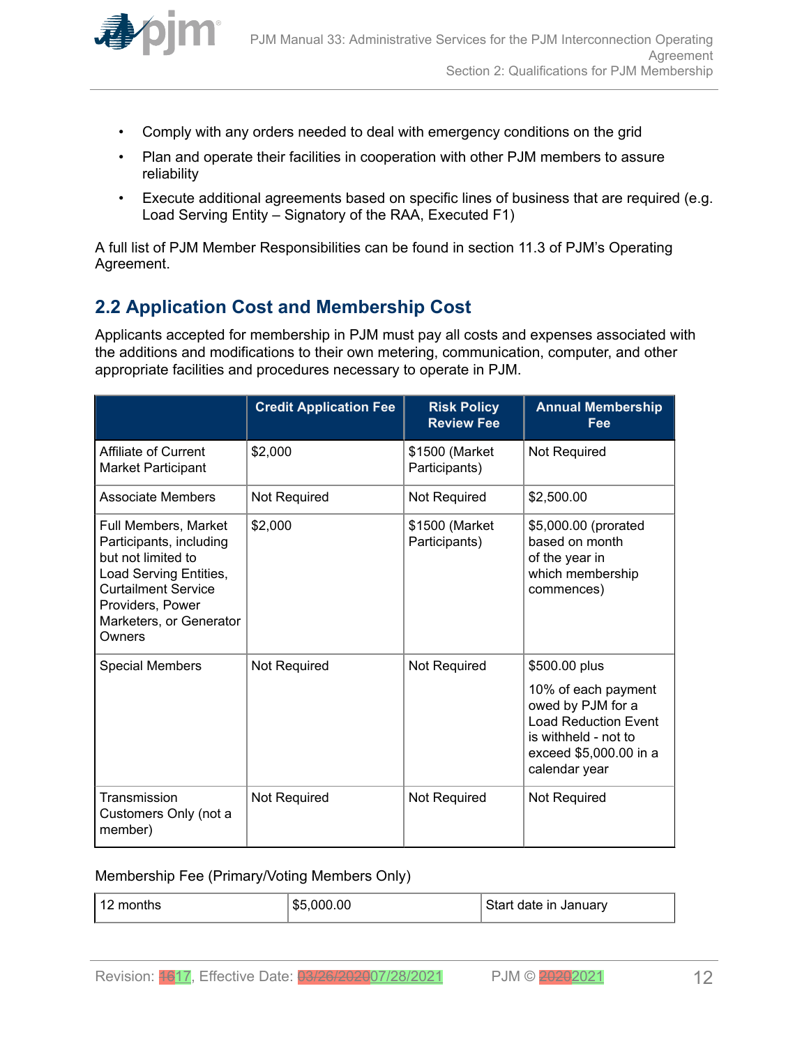- Comply with any orders needed to deal with emergency conditions on the grid
- Plan and operate their facilities in cooperation with other PJM members to assure reliability
- Execute additional agreements based on specific lines of business that are required (e.g. Load Serving Entity – Signatory of the RAA, Executed F1)

A full list of PJM Member Responsibilities can be found in section 11.3 of PJM's Operating Agreement.

## 2.2 Application Cost and Membership Cost

Applicants accepted for membership in PJM must pay all costs and expenses associated with the additions and modifications to their own metering, communication, computer, and other appropriate facilities and procedures necessary to operate in PJM.

| | Credit Application Fee | Risk Policy Review Fee | Annual Membership Fee |
|---|---|---|---|
| Affiliate of Current Market Participant | $2,000 | $1500 (Market Participants) | Not Required |
| Associate Members | Not Required | Not Required | $2,500.00 |
| Full Members, Market Participants, including but not limited to Load Serving Entities, Curtailment Service Providers, Power Marketers, or Generator Owners | $2,000 | $1500 (Market Participants) | $5,000.00 (prorated based on month of the year in which membership commences) |
| Special Members | Not Required | Not Required | $500.00 plus<br>10% of each payment owed by PJM for a Load Reduction Event is withheld - not to exceed $5,000.00 in a calendar year |
| Transmission Customers Only (not a member) | Not Required | Not Required | Not Required |

Membership Fee (Primary/Voting Members Only)

| 12 months | $5,000.00 | Start date in January |
|---|---|---|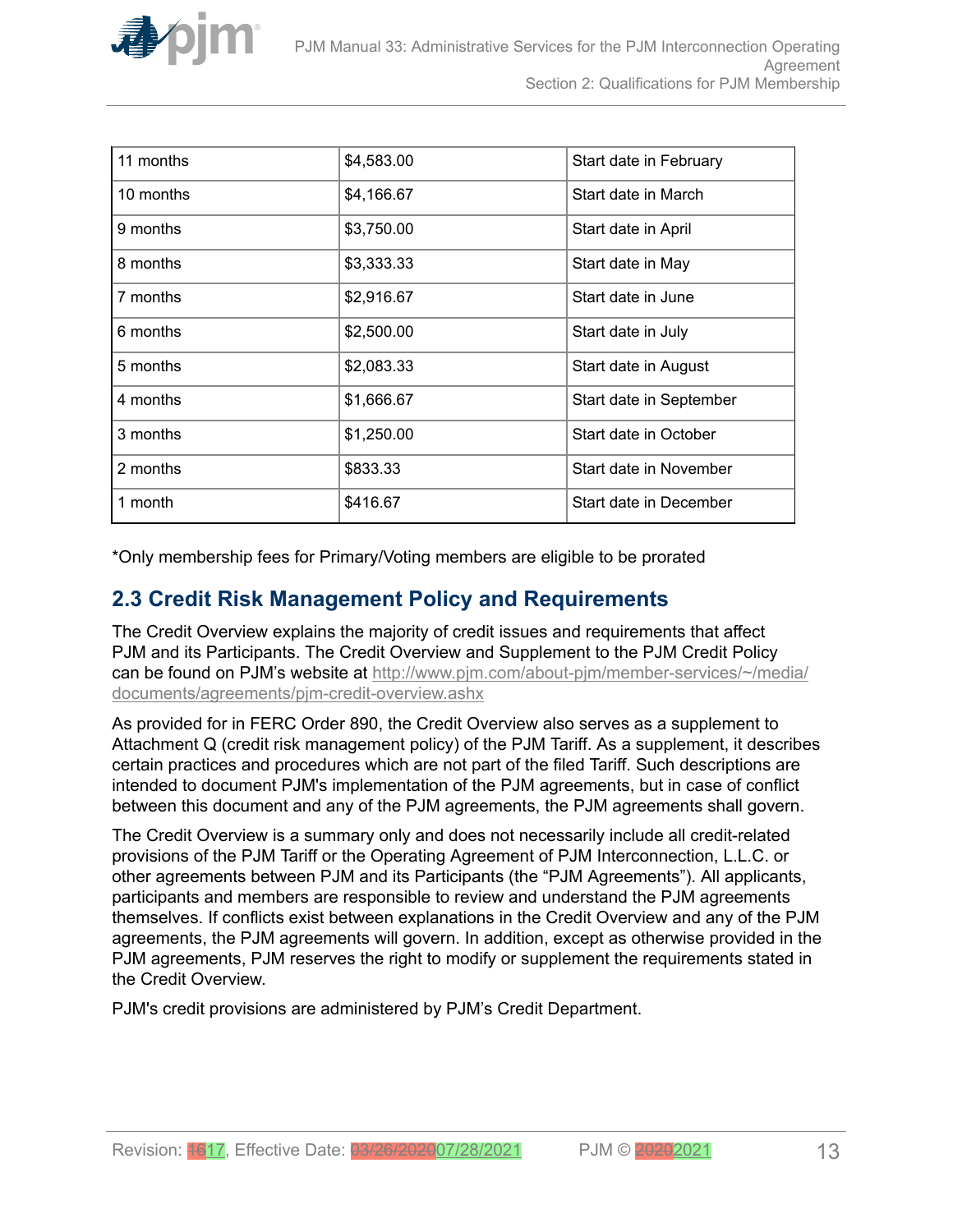| 11 months | $4,583.00 | Start date in February |
|---|---|---|
| 10 months | $4,166.67 | Start date in March |
| 9 months | $3,750.00 | Start date in April |
| 8 months | $3,333.33 | Start date in May |
| 7 months | $2,916.67 | Start date in June |
| 6 months | $2,500.00 | Start date in July |
| 5 months | $2,083.33 | Start date in August |
| 4 months | $1,666.67 | Start date in September |
| 3 months | $1,250.00 | Start date in October |
| 2 months | $833.33 | Start date in November |
| 1 month | $416.67 | Start date in December |

*Only membership fees for Primary/Voting members are eligible to be prorated

## 2.3 Credit Risk Management Policy and Requirements

The Credit Overview explains the majority of credit issues and requirements that affect PJM and its Participants. The Credit Overview and Supplement to the PJM Credit Policy can be found on PJM's website at http://www.pjm.com/about-pjm/member-services/~/media/documents/agreements/pjm-credit-overview.ashx

As provided for in FERC Order 890, the Credit Overview also serves as a supplement to Attachment Q (credit risk management policy) of the PJM Tariff. As a supplement, it describes certain practices and procedures which are not part of the filed Tariff. Such descriptions are intended to document PJM's implementation of the PJM agreements, but in case of conflict between this document and any of the PJM agreements, the PJM agreements shall govern.

The Credit Overview is a summary only and does not necessarily include all credit-related provisions of the PJM Tariff or the Operating Agreement of PJM Interconnection, L.L.C. or other agreements between PJM and its Participants (the "PJM Agreements"). All applicants, participants and members are responsible to review and understand the PJM agreements themselves. If conflicts exist between explanations in the Credit Overview and any of the PJM agreements, the PJM agreements will govern. In addition, except as otherwise provided in the PJM agreements, PJM reserves the right to modify or supplement the requirements stated in the Credit Overview.

PJM's credit provisions are administered by PJM's Credit Department.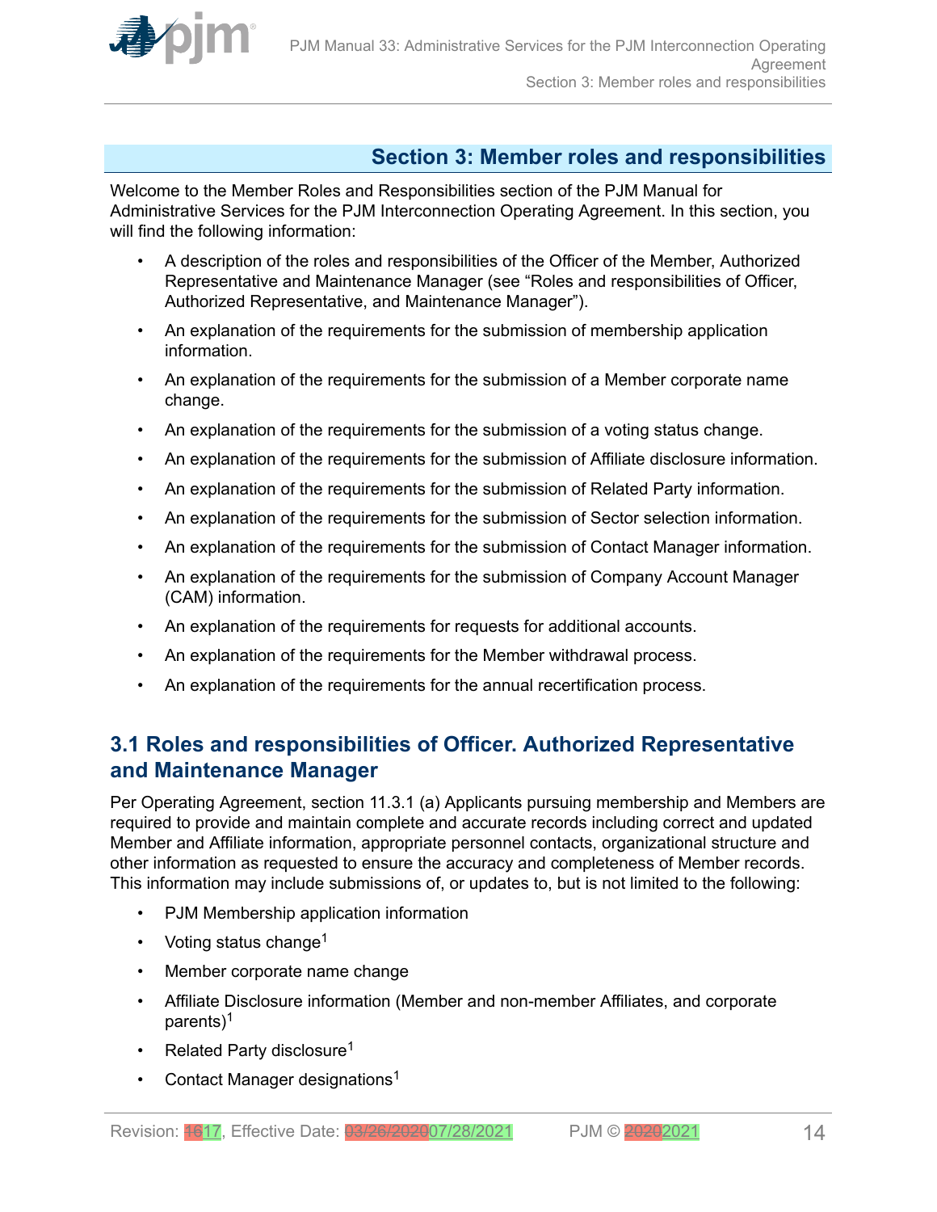## Section 3: Member roles and responsibilities

Welcome to the Member Roles and Responsibilities section of the PJM Manual for Administrative Services for the PJM Interconnection Operating Agreement. In this section, you will find the following information:

- A description of the roles and responsibilities of the Officer of the Member, Authorized Representative and Maintenance Manager (see "Roles and responsibilities of Officer, Authorized Representative, and Maintenance Manager").
- An explanation of the requirements for the submission of membership application information.
- An explanation of the requirements for the submission of a Member corporate name change.
- An explanation of the requirements for the submission of a voting status change.
- An explanation of the requirements for the submission of Affiliate disclosure information.
- An explanation of the requirements for the submission of Related Party information.
- An explanation of the requirements for the submission of Sector selection information.
- An explanation of the requirements for the submission of Contact Manager information.
- An explanation of the requirements for the submission of Company Account Manager (CAM) information.
- An explanation of the requirements for requests for additional accounts.
- An explanation of the requirements for the Member withdrawal process.
- An explanation of the requirements for the annual recertification process.

### 3.1 Roles and responsibilities of Officer. Authorized Representative and Maintenance Manager

Per Operating Agreement, section 11.3.1 (a) Applicants pursuing membership and Members are required to provide and maintain complete and accurate records including correct and updated Member and Affiliate information, appropriate personnel contacts, organizational structure and other information as requested to ensure the accuracy and completeness of Member records. This information may include submissions of, or updates to, but is not limited to the following:

- PJM Membership application information
- Voting status change[1]
- Member corporate name change
- Affiliate Disclosure information (Member and non-member Affiliates, and corporate parents)[1]
- Related Party disclosure[1]
- Contact Manager designations[1]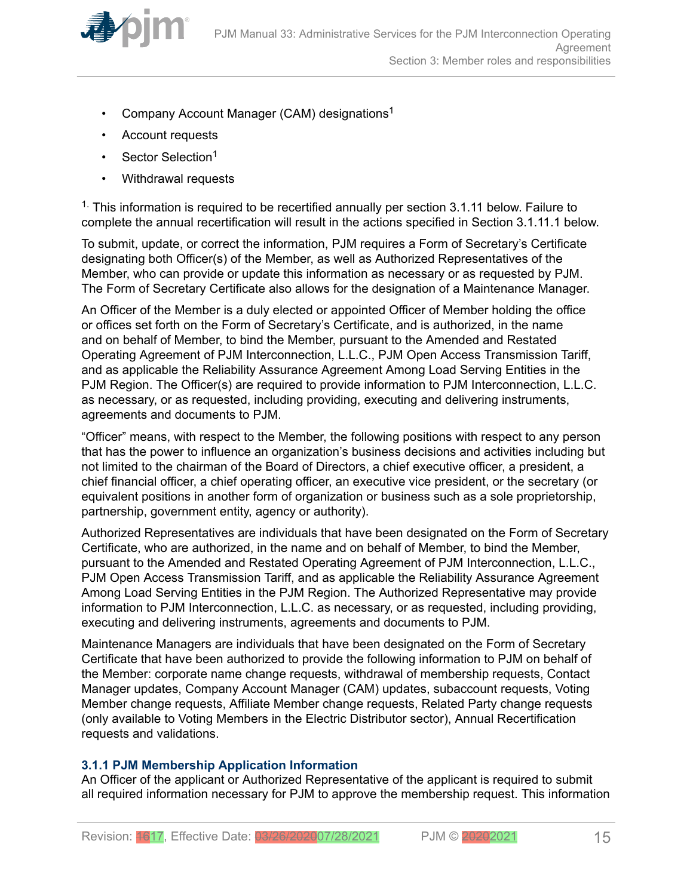- Company Account Manager (CAM) designations[1]
- Account requests
- Sector Selection[1]
- Withdrawal requests

[1.] This information is required to be recertified annually per section 3.1.11 below. Failure to complete the annual recertification will result in the actions specified in Section 3.1.11.1 below.

To submit, update, or correct the information, PJM requires a Form of Secretary's Certificate designating both Officer(s) of the Member, as well as Authorized Representatives of the Member, who can provide or update this information as necessary or as requested by PJM. The Form of Secretary Certificate also allows for the designation of a Maintenance Manager.

An Officer of the Member is a duly elected or appointed Officer of Member holding the office or offices set forth on the Form of Secretary's Certificate, and is authorized, in the name and on behalf of Member, to bind the Member, pursuant to the Amended and Restated Operating Agreement of PJM Interconnection, L.L.C., PJM Open Access Transmission Tariff, and as applicable the Reliability Assurance Agreement Among Load Serving Entities in the PJM Region. The Officer(s) are required to provide information to PJM Interconnection, L.L.C. as necessary, or as requested, including providing, executing and delivering instruments, agreements and documents to PJM.

"Officer" means, with respect to the Member, the following positions with respect to any person that has the power to influence an organization's business decisions and activities including but not limited to the chairman of the Board of Directors, a chief executive officer, a president, a chief financial officer, a chief operating officer, an executive vice president, or the secretary (or equivalent positions in another form of organization or business such as a sole proprietorship, partnership, government entity, agency or authority).

Authorized Representatives are individuals that have been designated on the Form of Secretary Certificate, who are authorized, in the name and on behalf of Member, to bind the Member, pursuant to the Amended and Restated Operating Agreement of PJM Interconnection, L.L.C., PJM Open Access Transmission Tariff, and as applicable the Reliability Assurance Agreement Among Load Serving Entities in the PJM Region. The Authorized Representative may provide information to PJM Interconnection, L.L.C. as necessary, or as requested, including providing, executing and delivering instruments, agreements and documents to PJM.

Maintenance Managers are individuals that have been designated on the Form of Secretary Certificate that have been authorized to provide the following information to PJM on behalf of the Member: corporate name change requests, withdrawal of membership requests, Contact Manager updates, Company Account Manager (CAM) updates, subaccount requests, Voting Member change requests, Affiliate Member change requests, Related Party change requests (only available to Voting Members in the Electric Distributor sector), Annual Recertification requests and validations.

### 3.1.1 PJM Membership Application Information

An Officer of the applicant or Authorized Representative of the applicant is required to submit all required information necessary for PJM to approve the membership request. This information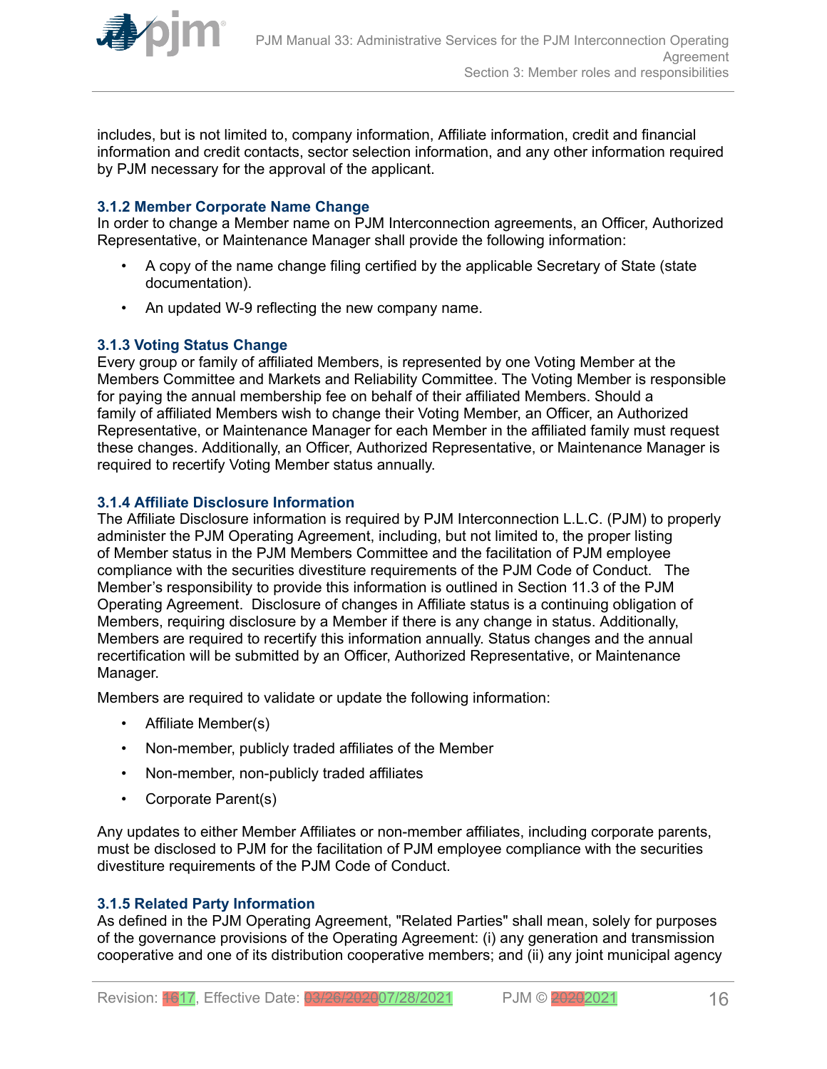includes, but is not limited to, company information, Affiliate information, credit and financial information and credit contacts, sector selection information, and any other information required by PJM necessary for the approval of the applicant.

### 3.1.2 Member Corporate Name Change

In order to change a Member name on PJM Interconnection agreements, an Officer, Authorized Representative, or Maintenance Manager shall provide the following information:

- A copy of the name change filing certified by the applicable Secretary of State (state documentation).
- An updated W-9 reflecting the new company name.

### 3.1.3 Voting Status Change

Every group or family of affiliated Members, is represented by one Voting Member at the Members Committee and Markets and Reliability Committee. The Voting Member is responsible for paying the annual membership fee on behalf of their affiliated Members. Should a family of affiliated Members wish to change their Voting Member, an Officer, an Authorized Representative, or Maintenance Manager for each Member in the affiliated family must request these changes. Additionally, an Officer, Authorized Representative, or Maintenance Manager is required to recertify Voting Member status annually.

### 3.1.4 Affiliate Disclosure Information

The Affiliate Disclosure information is required by PJM Interconnection L.L.C. (PJM) to properly administer the PJM Operating Agreement, including, but not limited to, the proper listing of Member status in the PJM Members Committee and the facilitation of PJM employee compliance with the securities divestiture requirements of the PJM Code of Conduct. The Member's responsibility to provide this information is outlined in Section 11.3 of the PJM Operating Agreement. Disclosure of changes in Affiliate status is a continuing obligation of Members, requiring disclosure by a Member if there is any change in status. Additionally, Members are required to recertify this information annually. Status changes and the annual recertification will be submitted by an Officer, Authorized Representative, or Maintenance Manager.

Members are required to validate or update the following information:

- Affiliate Member(s)
- Non-member, publicly traded affiliates of the Member
- Non-member, non-publicly traded affiliates
- Corporate Parent(s)

Any updates to either Member Affiliates or non-member affiliates, including corporate parents, must be disclosed to PJM for the facilitation of PJM employee compliance with the securities divestiture requirements of the PJM Code of Conduct.

### 3.1.5 Related Party Information

As defined in the PJM Operating Agreement, "Related Parties" shall mean, solely for purposes of the governance provisions of the Operating Agreement: (i) any generation and transmission cooperative and one of its distribution cooperative members; and (ii) any joint municipal agency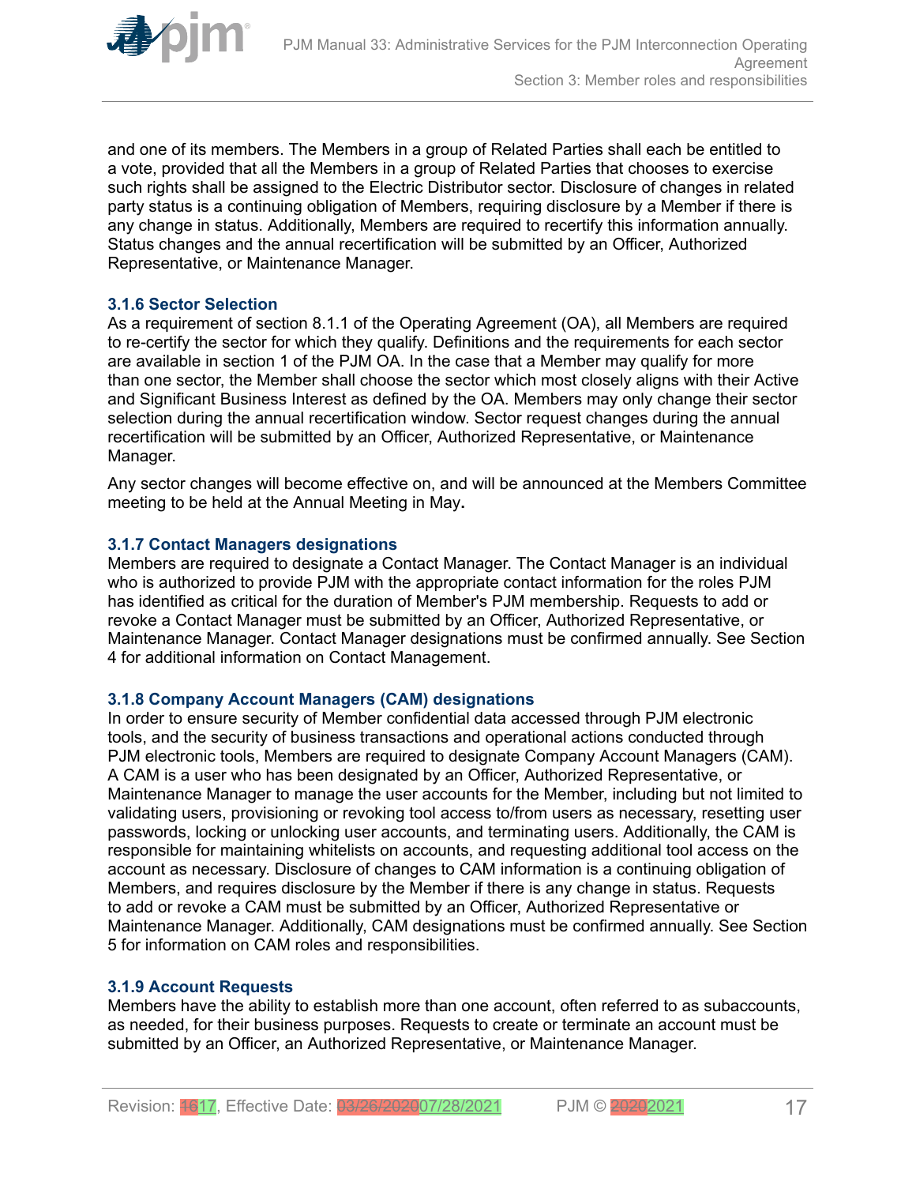and one of its members. The Members in a group of Related Parties shall each be entitled to a vote, provided that all the Members in a group of Related Parties that chooses to exercise such rights shall be assigned to the Electric Distributor sector. Disclosure of changes in related party status is a continuing obligation of Members, requiring disclosure by a Member if there is any change in status. Additionally, Members are required to recertify this information annually. Status changes and the annual recertification will be submitted by an Officer, Authorized Representative, or Maintenance Manager.

### 3.1.6 Sector Selection

As a requirement of section 8.1.1 of the Operating Agreement (OA), all Members are required to re-certify the sector for which they qualify. Definitions and the requirements for each sector are available in section 1 of the PJM OA. In the case that a Member may qualify for more than one sector, the Member shall choose the sector which most closely aligns with their Active and Significant Business Interest as defined by the OA. Members may only change their sector selection during the annual recertification window. Sector request changes during the annual recertification will be submitted by an Officer, Authorized Representative, or Maintenance Manager.

Any sector changes will become effective on, and will be announced at the Members Committee meeting to be held at the Annual Meeting in May**.**

### 3.1.7 Contact Managers designations

Members are required to designate a Contact Manager. The Contact Manager is an individual who is authorized to provide PJM with the appropriate contact information for the roles PJM has identified as critical for the duration of Member's PJM membership. Requests to add or revoke a Contact Manager must be submitted by an Officer, Authorized Representative, or Maintenance Manager. Contact Manager designations must be confirmed annually. See Section 4 for additional information on Contact Management.

### 3.1.8 Company Account Managers (CAM) designations

In order to ensure security of Member confidential data accessed through PJM electronic tools, and the security of business transactions and operational actions conducted through PJM electronic tools, Members are required to designate Company Account Managers (CAM). A CAM is a user who has been designated by an Officer, Authorized Representative, or Maintenance Manager to manage the user accounts for the Member, including but not limited to validating users, provisioning or revoking tool access to/from users as necessary, resetting user passwords, locking or unlocking user accounts, and terminating users. Additionally, the CAM is responsible for maintaining whitelists on accounts, and requesting additional tool access on the account as necessary. Disclosure of changes to CAM information is a continuing obligation of Members, and requires disclosure by the Member if there is any change in status. Requests to add or revoke a CAM must be submitted by an Officer, Authorized Representative or Maintenance Manager. Additionally, CAM designations must be confirmed annually. See Section 5 for information on CAM roles and responsibilities.

### 3.1.9 Account Requests

Members have the ability to establish more than one account, often referred to as subaccounts, as needed, for their business purposes. Requests to create or terminate an account must be submitted by an Officer, an Authorized Representative, or Maintenance Manager.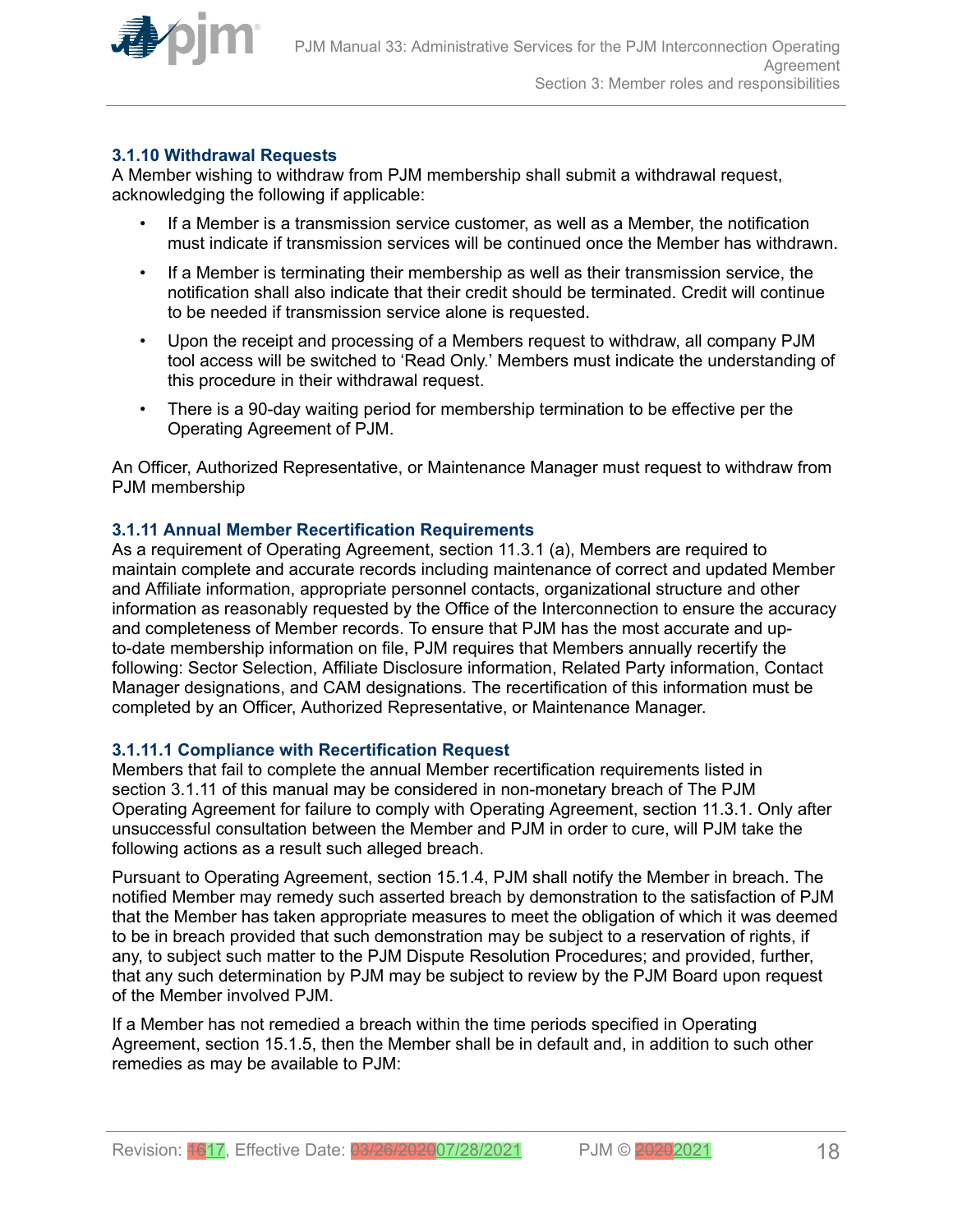### 3.1.10 Withdrawal Requests

A Member wishing to withdraw from PJM membership shall submit a withdrawal request, acknowledging the following if applicable:

- If a Member is a transmission service customer, as well as a Member, the notification must indicate if transmission services will be continued once the Member has withdrawn.
- If a Member is terminating their membership as well as their transmission service, the notification shall also indicate that their credit should be terminated. Credit will continue to be needed if transmission service alone is requested.
- Upon the receipt and processing of a Members request to withdraw, all company PJM tool access will be switched to 'Read Only.' Members must indicate the understanding of this procedure in their withdrawal request.
- There is a 90-day waiting period for membership termination to be effective per the Operating Agreement of PJM.

An Officer, Authorized Representative, or Maintenance Manager must request to withdraw from PJM membership

### 3.1.11 Annual Member Recertification Requirements

As a requirement of Operating Agreement, section 11.3.1 (a), Members are required to maintain complete and accurate records including maintenance of correct and updated Member and Affiliate information, appropriate personnel contacts, organizational structure and other information as reasonably requested by the Office of the Interconnection to ensure the accuracy and completeness of Member records. To ensure that PJM has the most accurate and up-to-date membership information on file, PJM requires that Members annually recertify the following: Sector Selection, Affiliate Disclosure information, Related Party information, Contact Manager designations, and CAM designations. The recertification of this information must be completed by an Officer, Authorized Representative, or Maintenance Manager.

#### 3.1.11.1 Compliance with Recertification Request

Members that fail to complete the annual Member recertification requirements listed in section 3.1.11 of this manual may be considered in non-monetary breach of The PJM Operating Agreement for failure to comply with Operating Agreement, section 11.3.1. Only after unsuccessful consultation between the Member and PJM in order to cure, will PJM take the following actions as a result such alleged breach.

Pursuant to Operating Agreement, section 15.1.4, PJM shall notify the Member in breach. The notified Member may remedy such asserted breach by demonstration to the satisfaction of PJM that the Member has taken appropriate measures to meet the obligation of which it was deemed to be in breach provided that such demonstration may be subject to a reservation of rights, if any, to subject such matter to the PJM Dispute Resolution Procedures; and provided, further, that any such determination by PJM may be subject to review by the PJM Board upon request of the Member involved PJM.

If a Member has not remedied a breach within the time periods specified in Operating Agreement, section 15.1.5, then the Member shall be in default and, in addition to such other remedies as may be available to PJM: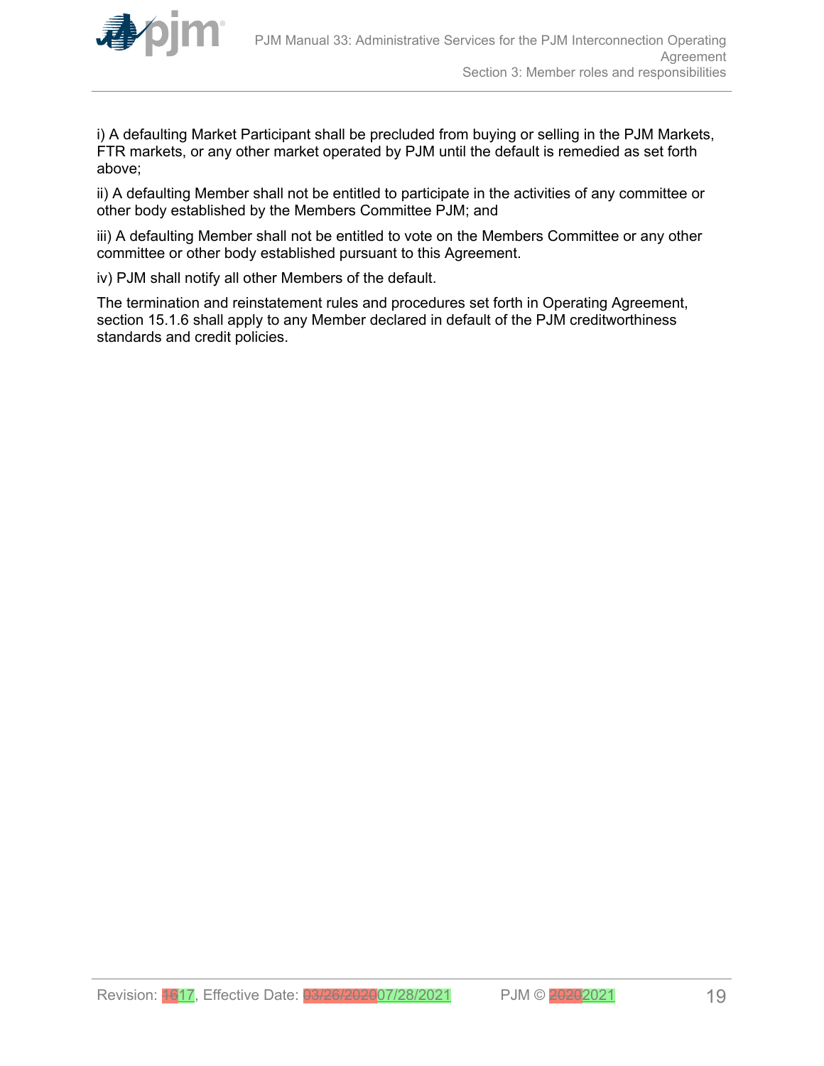i) A defaulting Market Participant shall be precluded from buying or selling in the PJM Markets, FTR markets, or any other market operated by PJM until the default is remedied as set forth above;

ii) A defaulting Member shall not be entitled to participate in the activities of any committee or other body established by the Members Committee PJM; and

iii) A defaulting Member shall not be entitled to vote on the Members Committee or any other committee or other body established pursuant to this Agreement.

iv) PJM shall notify all other Members of the default.

The termination and reinstatement rules and procedures set forth in Operating Agreement, section 15.1.6 shall apply to any Member declared in default of the PJM creditworthiness standards and credit policies.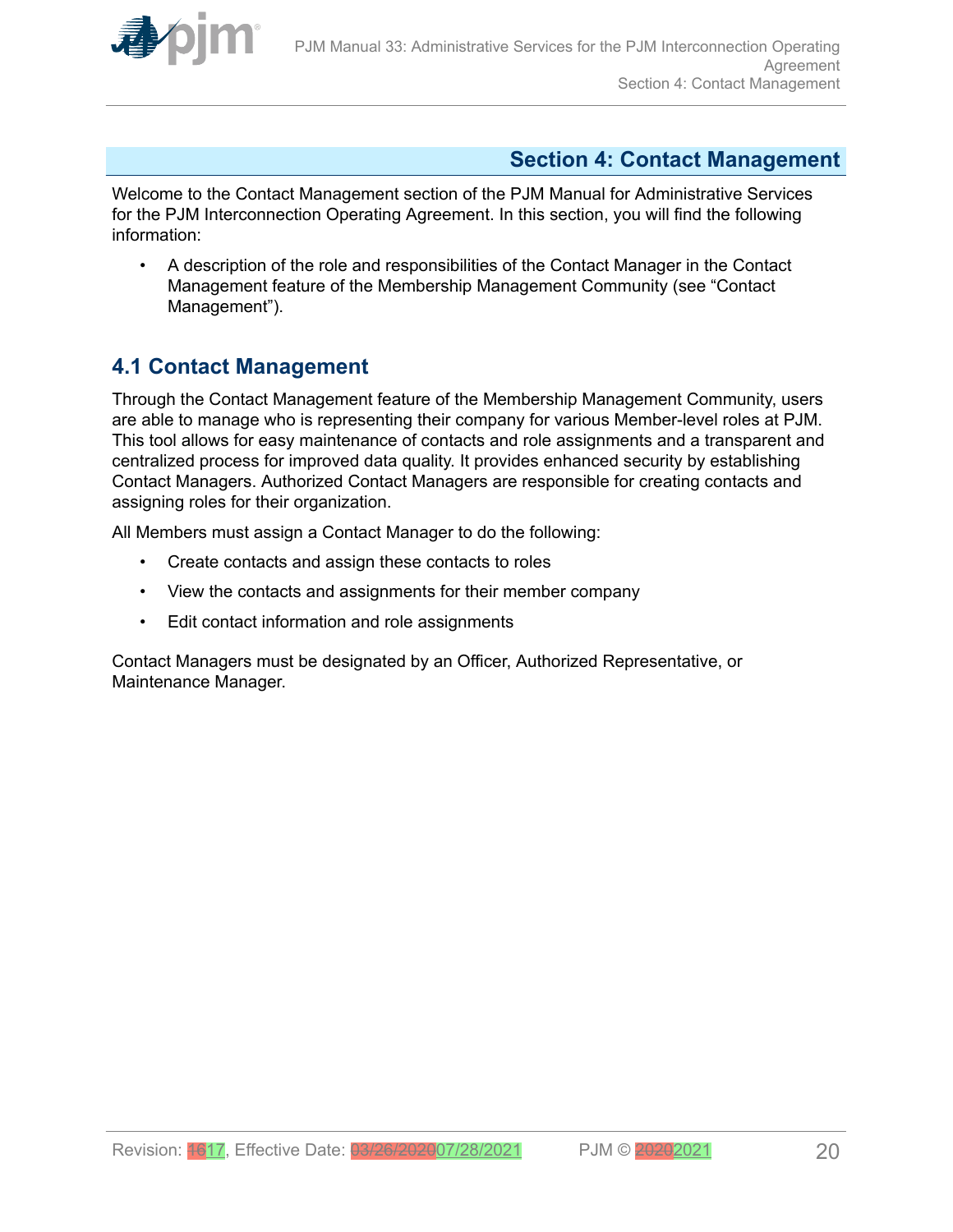# Section 4: Contact Management

Welcome to the Contact Management section of the PJM Manual for Administrative Services for the PJM Interconnection Operating Agreement. In this section, you will find the following information:

- A description of the role and responsibilities of the Contact Manager in the Contact Management feature of the Membership Management Community (see "Contact Management").

## 4.1 Contact Management

Through the Contact Management feature of the Membership Management Community, users are able to manage who is representing their company for various Member-level roles at PJM. This tool allows for easy maintenance of contacts and role assignments and a transparent and centralized process for improved data quality. It provides enhanced security by establishing Contact Managers. Authorized Contact Managers are responsible for creating contacts and assigning roles for their organization.

All Members must assign a Contact Manager to do the following:

- Create contacts and assign these contacts to roles
- View the contacts and assignments for their member company
- Edit contact information and role assignments

Contact Managers must be designated by an Officer, Authorized Representative, or Maintenance Manager.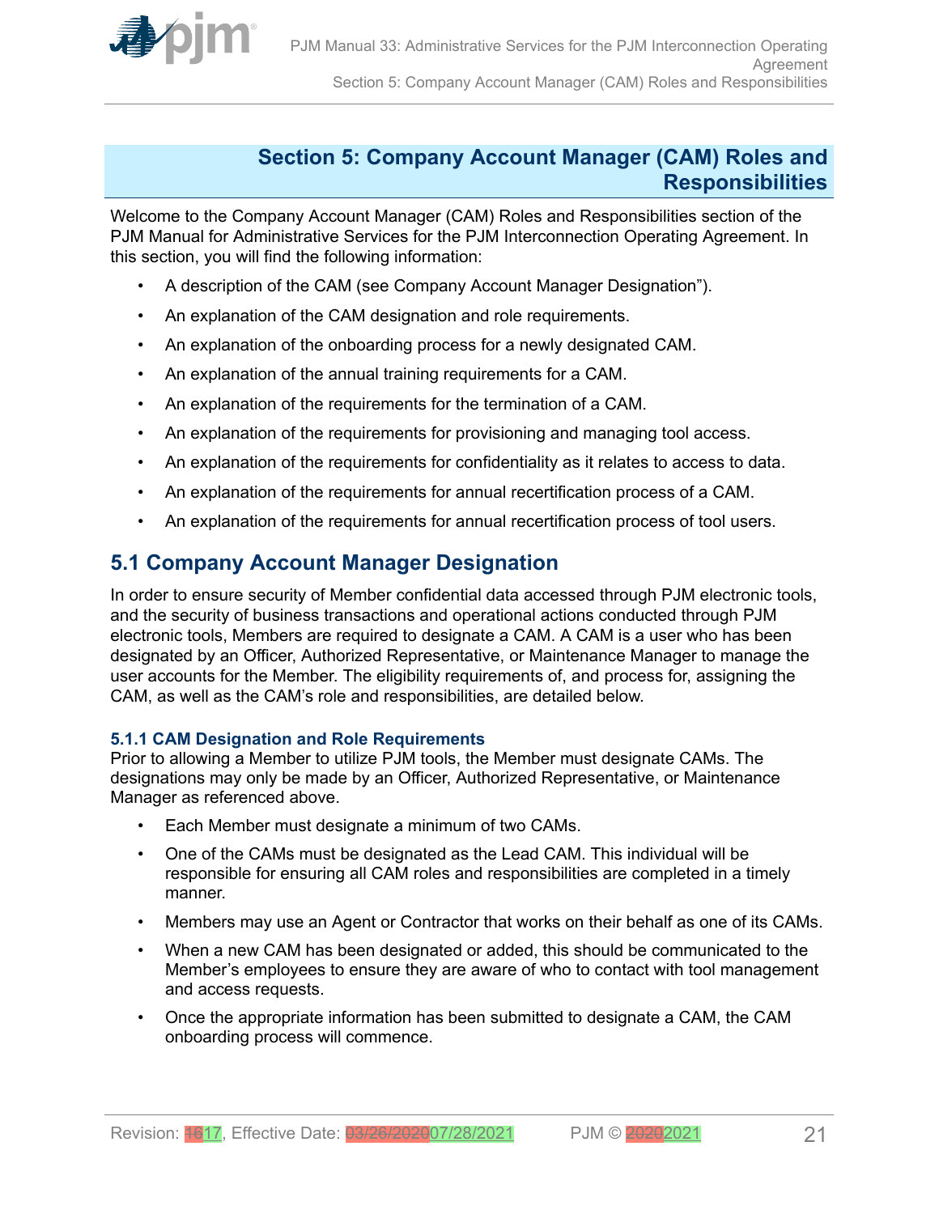# Section 5: Company Account Manager (CAM) Roles and Responsibilities

Welcome to the Company Account Manager (CAM) Roles and Responsibilities section of the PJM Manual for Administrative Services for the PJM Interconnection Operating Agreement. In this section, you will find the following information:

- A description of the CAM (see Company Account Manager Designation").
- An explanation of the CAM designation and role requirements.
- An explanation of the onboarding process for a newly designated CAM.
- An explanation of the annual training requirements for a CAM.
- An explanation of the requirements for the termination of a CAM.
- An explanation of the requirements for provisioning and managing tool access.
- An explanation of the requirements for confidentiality as it relates to access to data.
- An explanation of the requirements for annual recertification process of a CAM.
- An explanation of the requirements for annual recertification process of tool users.

## 5.1 Company Account Manager Designation

In order to ensure security of Member confidential data accessed through PJM electronic tools, and the security of business transactions and operational actions conducted through PJM electronic tools, Members are required to designate a CAM. A CAM is a user who has been designated by an Officer, Authorized Representative, or Maintenance Manager to manage the user accounts for the Member. The eligibility requirements of, and process for, assigning the CAM, as well as the CAM's role and responsibilities, are detailed below.

### 5.1.1 CAM Designation and Role Requirements

Prior to allowing a Member to utilize PJM tools, the Member must designate CAMs. The designations may only be made by an Officer, Authorized Representative, or Maintenance Manager as referenced above.

- Each Member must designate a minimum of two CAMs.
- One of the CAMs must be designated as the Lead CAM. This individual will be responsible for ensuring all CAM roles and responsibilities are completed in a timely manner.
- Members may use an Agent or Contractor that works on their behalf as one of its CAMs.
- When a new CAM has been designated or added, this should be communicated to the Member's employees to ensure they are aware of who to contact with tool management and access requests.
- Once the appropriate information has been submitted to designate a CAM, the CAM onboarding process will commence.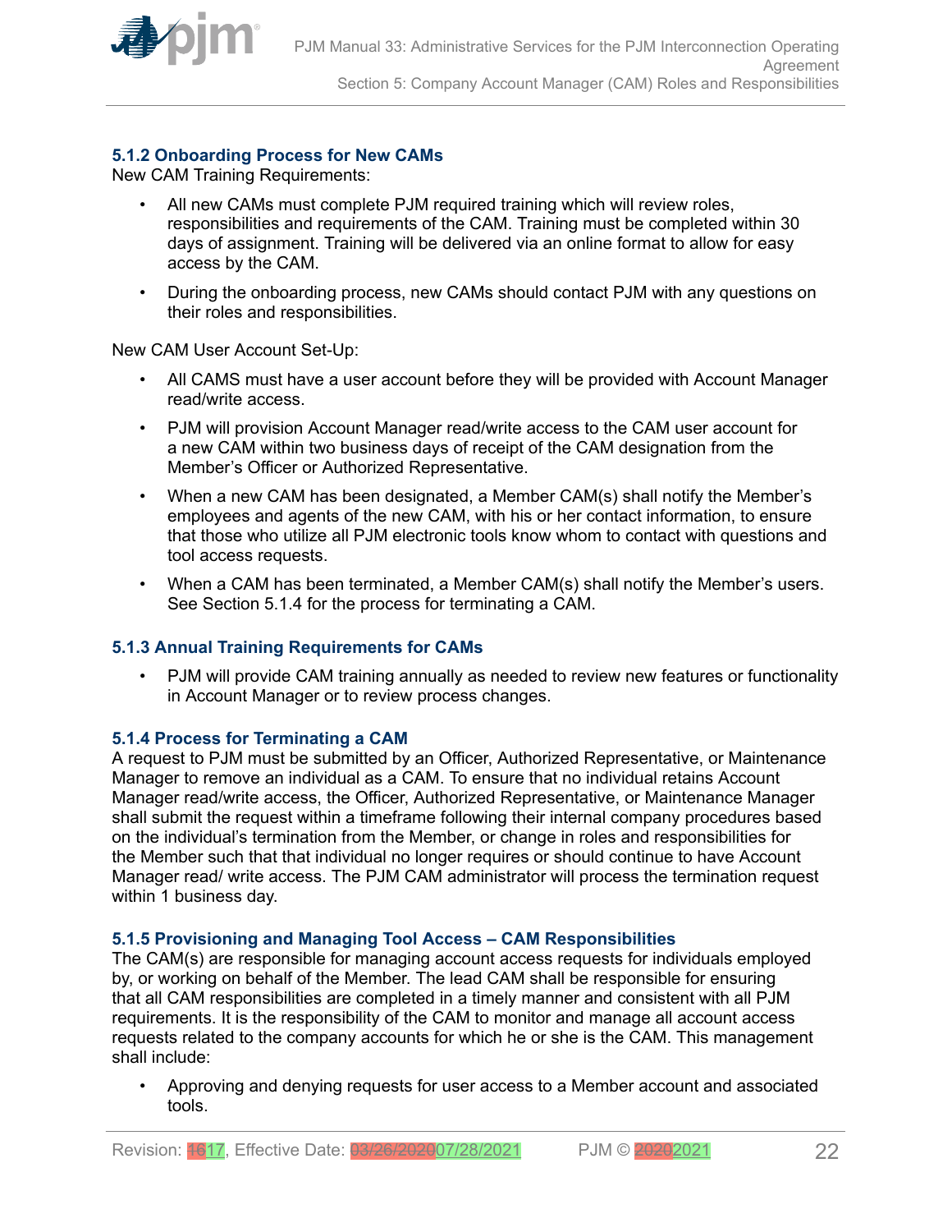### 5.1.2 Onboarding Process for New CAMs

New CAM Training Requirements:

- All new CAMs must complete PJM required training which will review roles, responsibilities and requirements of the CAM. Training must be completed within 30 days of assignment. Training will be delivered via an online format to allow for easy access by the CAM.
- During the onboarding process, new CAMs should contact PJM with any questions on their roles and responsibilities.

New CAM User Account Set-Up:

- All CAMS must have a user account before they will be provided with Account Manager read/write access.
- PJM will provision Account Manager read/write access to the CAM user account for a new CAM within two business days of receipt of the CAM designation from the Member's Officer or Authorized Representative.
- When a new CAM has been designated, a Member CAM(s) shall notify the Member's employees and agents of the new CAM, with his or her contact information, to ensure that those who utilize all PJM electronic tools know whom to contact with questions and tool access requests.
- When a CAM has been terminated, a Member CAM(s) shall notify the Member's users. See Section 5.1.4 for the process for terminating a CAM.

### 5.1.3 Annual Training Requirements for CAMs

- PJM will provide CAM training annually as needed to review new features or functionality in Account Manager or to review process changes.

### 5.1.4 Process for Terminating a CAM

A request to PJM must be submitted by an Officer, Authorized Representative, or Maintenance Manager to remove an individual as a CAM. To ensure that no individual retains Account Manager read/write access, the Officer, Authorized Representative, or Maintenance Manager shall submit the request within a timeframe following their internal company procedures based on the individual's termination from the Member, or change in roles and responsibilities for the Member such that that individual no longer requires or should continue to have Account Manager read/ write access. The PJM CAM administrator will process the termination request within 1 business day.

### 5.1.5 Provisioning and Managing Tool Access – CAM Responsibilities

The CAM(s) are responsible for managing account access requests for individuals employed by, or working on behalf of the Member. The lead CAM shall be responsible for ensuring that all CAM responsibilities are completed in a timely manner and consistent with all PJM requirements. It is the responsibility of the CAM to monitor and manage all account access requests related to the company accounts for which he or she is the CAM. This management shall include:

- Approving and denying requests for user access to a Member account and associated tools.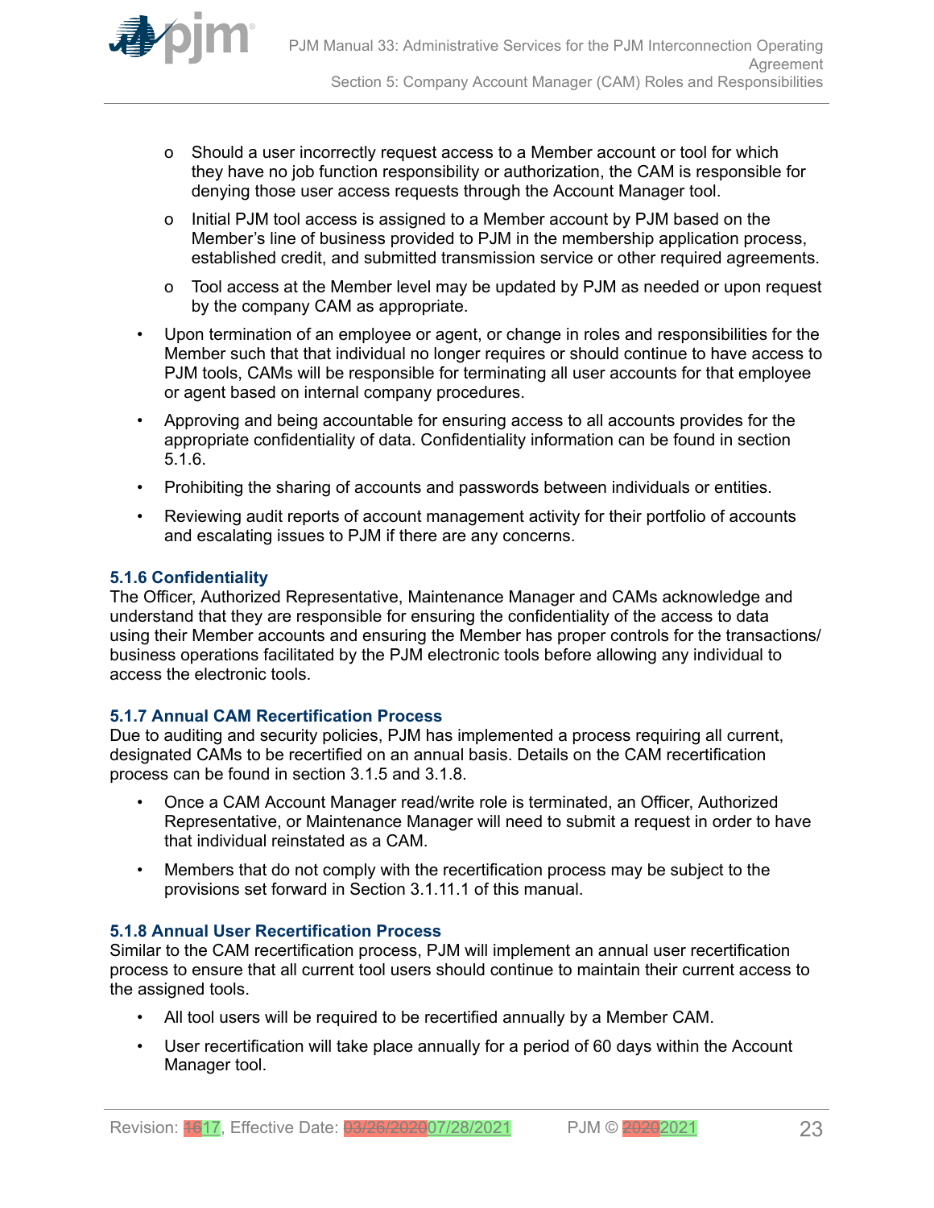- Should a user incorrectly request access to a Member account or tool for which they have no job function responsibility or authorization, the CAM is responsible for denying those user access requests through the Account Manager tool.
  - Initial PJM tool access is assigned to a Member account by PJM based on the Member's line of business provided to PJM in the membership application process, established credit, and submitted transmission service or other required agreements.
  - Tool access at the Member level may be updated by PJM as needed or upon request by the company CAM as appropriate.
- Upon termination of an employee or agent, or change in roles and responsibilities for the Member such that that individual no longer requires or should continue to have access to PJM tools, CAMs will be responsible for terminating all user accounts for that employee or agent based on internal company procedures.
- Approving and being accountable for ensuring access to all accounts provides for the appropriate confidentiality of data. Confidentiality information can be found in section 5.1.6.
- Prohibiting the sharing of accounts and passwords between individuals or entities.
- Reviewing audit reports of account management activity for their portfolio of accounts and escalating issues to PJM if there are any concerns.

### 5.1.6 Confidentiality

The Officer, Authorized Representative, Maintenance Manager and CAMs acknowledge and understand that they are responsible for ensuring the confidentiality of the access to data using their Member accounts and ensuring the Member has proper controls for the transactions/business operations facilitated by the PJM electronic tools before allowing any individual to access the electronic tools.

### 5.1.7 Annual CAM Recertification Process

Due to auditing and security policies, PJM has implemented a process requiring all current, designated CAMs to be recertified on an annual basis. Details on the CAM recertification process can be found in section 3.1.5 and 3.1.8.

- Once a CAM Account Manager read/write role is terminated, an Officer, Authorized Representative, or Maintenance Manager will need to submit a request in order to have that individual reinstated as a CAM.
- Members that do not comply with the recertification process may be subject to the provisions set forward in Section 3.1.11.1 of this manual.

### 5.1.8 Annual User Recertification Process

Similar to the CAM recertification process, PJM will implement an annual user recertification process to ensure that all current tool users should continue to maintain their current access to the assigned tools.

- All tool users will be required to be recertified annually by a Member CAM.
- User recertification will take place annually for a period of 60 days within the Account Manager tool.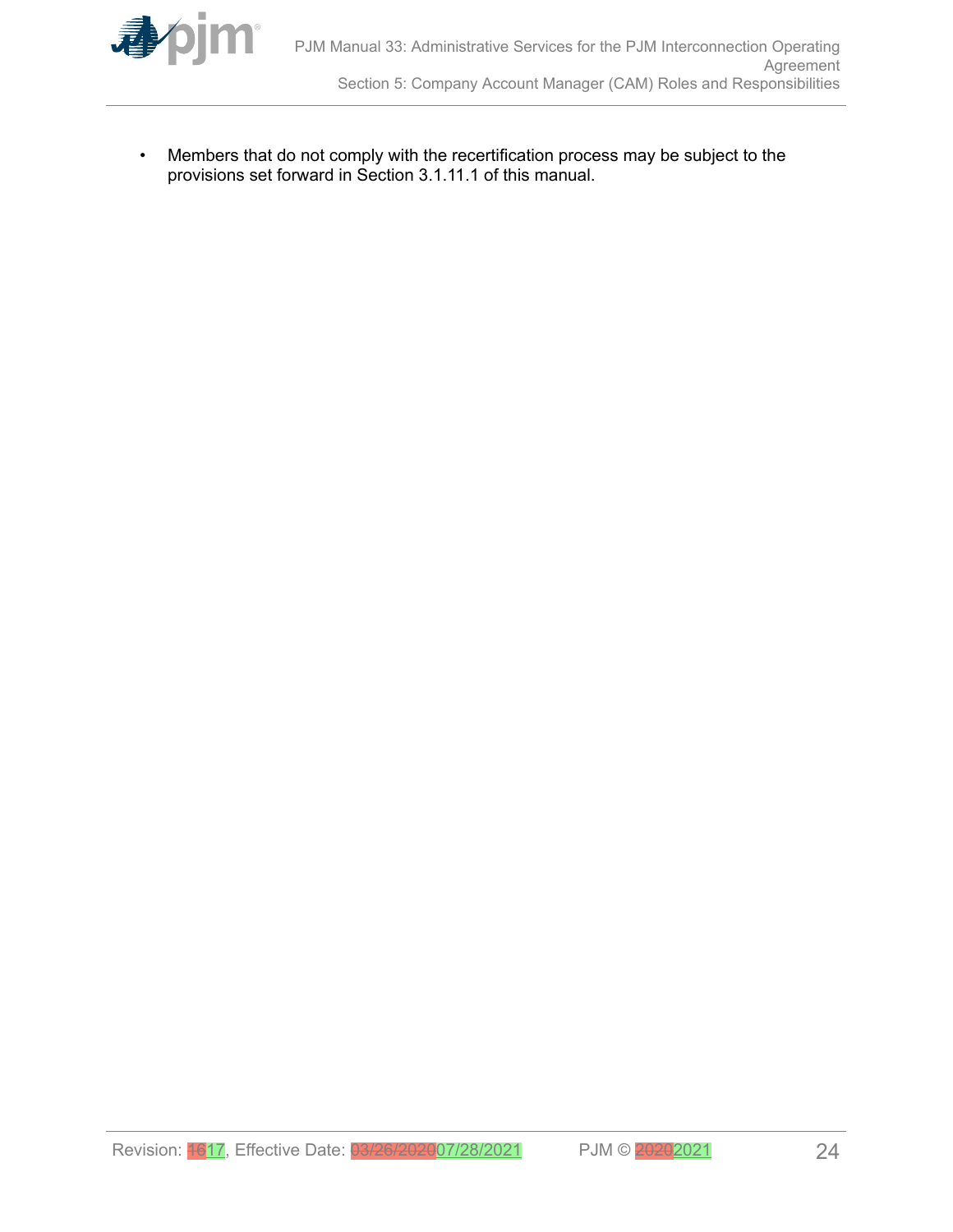- Members that do not comply with the recertification process may be subject to the provisions set forward in Section 3.1.11.1 of this manual.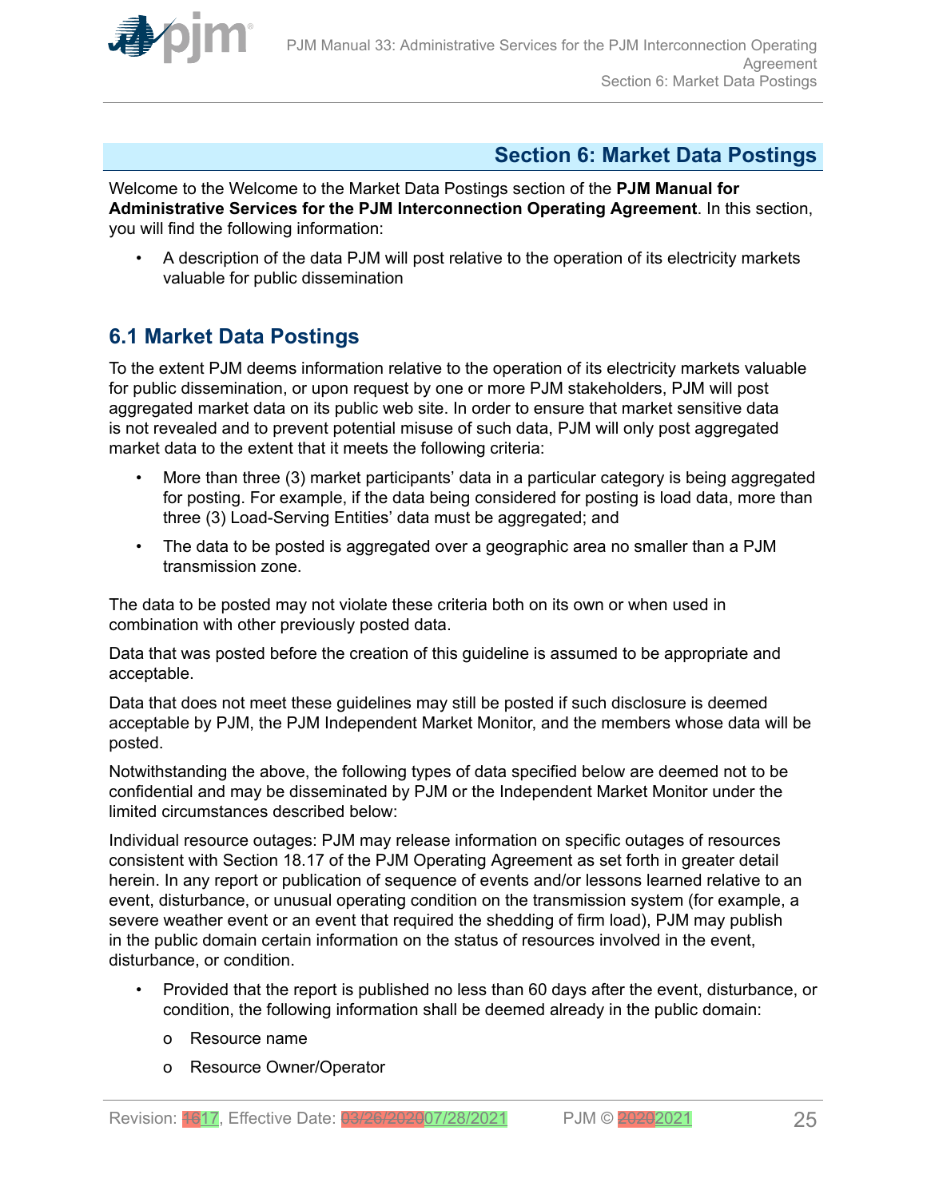# Section 6: Market Data Postings

Welcome to the Welcome to the Market Data Postings section of the **PJM Manual for Administrative Services for the PJM Interconnection Operating Agreement**. In this section, you will find the following information:

- A description of the data PJM will post relative to the operation of its electricity markets valuable for public dissemination

## 6.1 Market Data Postings

To the extent PJM deems information relative to the operation of its electricity markets valuable for public dissemination, or upon request by one or more PJM stakeholders, PJM will post aggregated market data on its public web site. In order to ensure that market sensitive data is not revealed and to prevent potential misuse of such data, PJM will only post aggregated market data to the extent that it meets the following criteria:

- More than three (3) market participants' data in a particular category is being aggregated for posting. For example, if the data being considered for posting is load data, more than three (3) Load-Serving Entities' data must be aggregated; and
- The data to be posted is aggregated over a geographic area no smaller than a PJM transmission zone.

The data to be posted may not violate these criteria both on its own or when used in combination with other previously posted data.

Data that was posted before the creation of this guideline is assumed to be appropriate and acceptable.

Data that does not meet these guidelines may still be posted if such disclosure is deemed acceptable by PJM, the PJM Independent Market Monitor, and the members whose data will be posted.

Notwithstanding the above, the following types of data specified below are deemed not to be confidential and may be disseminated by PJM or the Independent Market Monitor under the limited circumstances described below:

Individual resource outages: PJM may release information on specific outages of resources consistent with Section 18.17 of the PJM Operating Agreement as set forth in greater detail herein. In any report or publication of sequence of events and/or lessons learned relative to an event, disturbance, or unusual operating condition on the transmission system (for example, a severe weather event or an event that required the shedding of firm load), PJM may publish in the public domain certain information on the status of resources involved in the event, disturbance, or condition.

- Provided that the report is published no less than 60 days after the event, disturbance, or condition, the following information shall be deemed already in the public domain:
  - o Resource name
  - o Resource Owner/Operator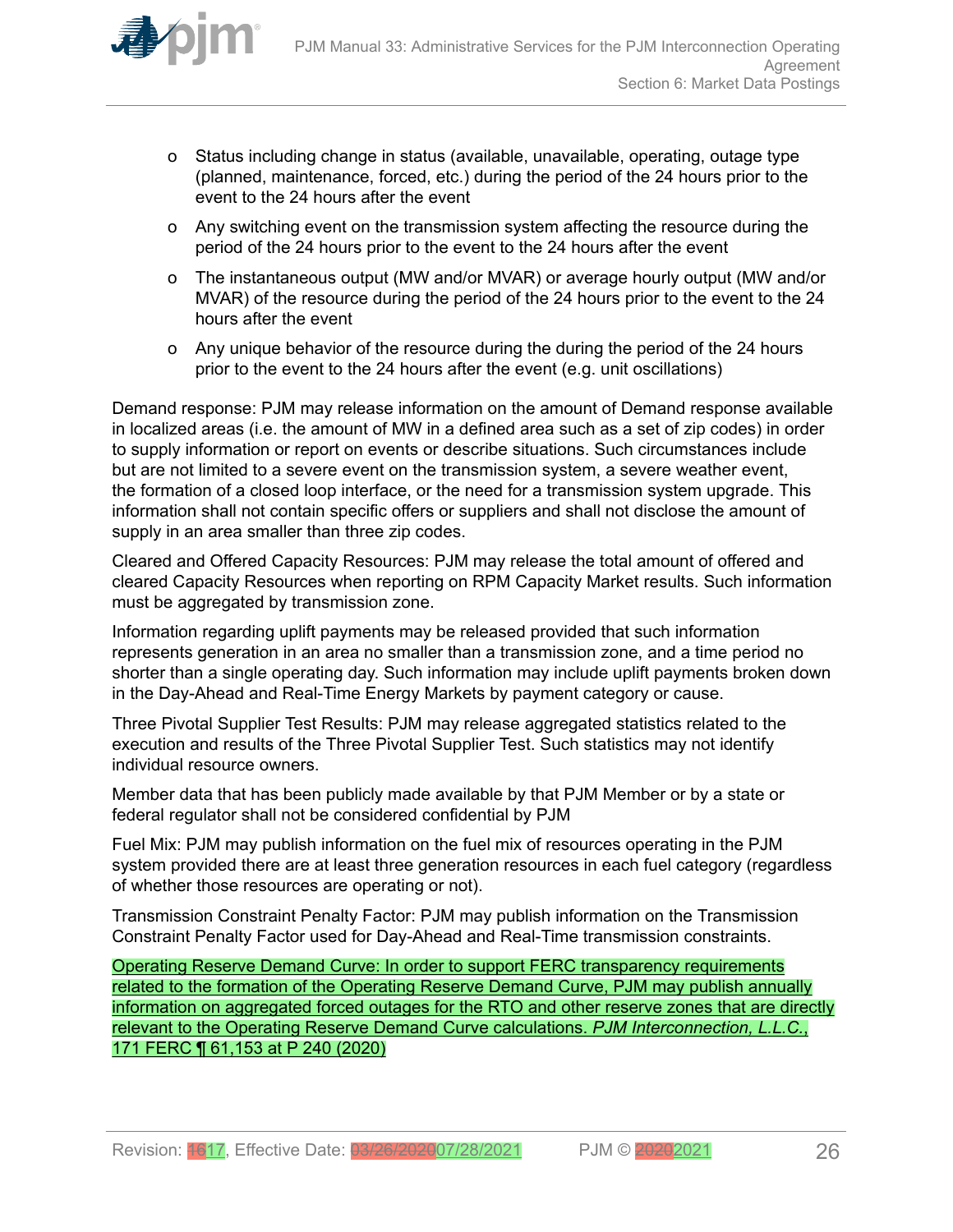- Status including change in status (available, unavailable, operating, outage type (planned, maintenance, forced, etc.) during the period of the 24 hours prior to the event to the 24 hours after the event
- Any switching event on the transmission system affecting the resource during the period of the 24 hours prior to the event to the 24 hours after the event
- The instantaneous output (MW and/or MVAR) or average hourly output (MW and/or MVAR) of the resource during the period of the 24 hours prior to the event to the 24 hours after the event
- Any unique behavior of the resource during the during the period of the 24 hours prior to the event to the 24 hours after the event (e.g. unit oscillations)

Demand response: PJM may release information on the amount of Demand response available in localized areas (i.e. the amount of MW in a defined area such as a set of zip codes) in order to supply information or report on events or describe situations. Such circumstances include but are not limited to a severe event on the transmission system, a severe weather event, the formation of a closed loop interface, or the need for a transmission system upgrade. This information shall not contain specific offers or suppliers and shall not disclose the amount of supply in an area smaller than three zip codes.

Cleared and Offered Capacity Resources: PJM may release the total amount of offered and cleared Capacity Resources when reporting on RPM Capacity Market results. Such information must be aggregated by transmission zone.

Information regarding uplift payments may be released provided that such information represents generation in an area no smaller than a transmission zone, and a time period no shorter than a single operating day. Such information may include uplift payments broken down in the Day-Ahead and Real-Time Energy Markets by payment category or cause.

Three Pivotal Supplier Test Results: PJM may release aggregated statistics related to the execution and results of the Three Pivotal Supplier Test. Such statistics may not identify individual resource owners.

Member data that has been publicly made available by that PJM Member or by a state or federal regulator shall not be considered confidential by PJM

Fuel Mix: PJM may publish information on the fuel mix of resources operating in the PJM system provided there are at least three generation resources in each fuel category (regardless of whether those resources are operating or not).

Transmission Constraint Penalty Factor: PJM may publish information on the Transmission Constraint Penalty Factor used for Day-Ahead and Real-Time transmission constraints.

Operating Reserve Demand Curve: In order to support FERC transparency requirements related to the formation of the Operating Reserve Demand Curve, PJM may publish annually information on aggregated forced outages for the RTO and other reserve zones that are directly relevant to the Operating Reserve Demand Curve calculations. *PJM Interconnection, L.L.C.*, 171 FERC ¶ 61,153 at P 240 (2020)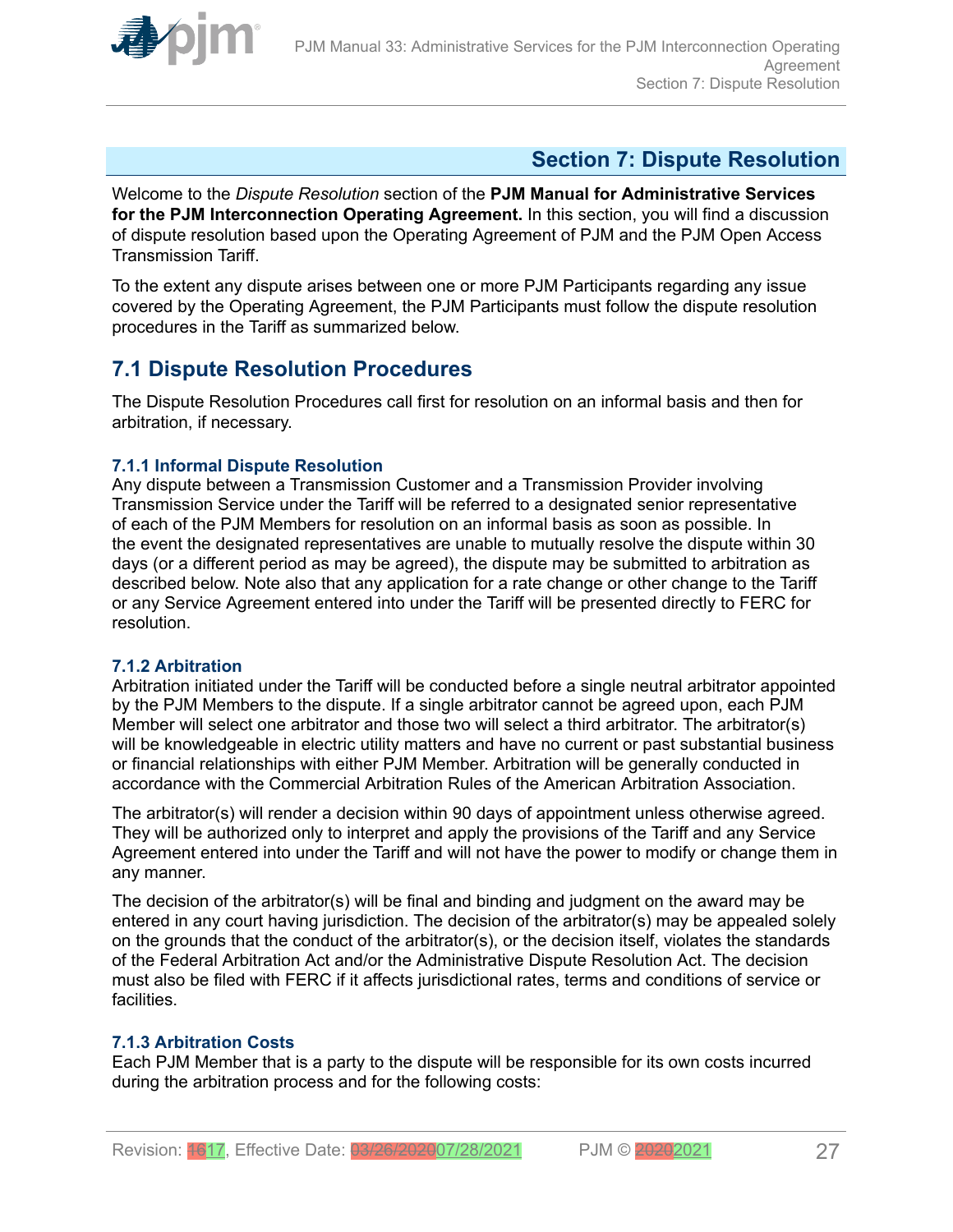## Section 7: Dispute Resolution

Welcome to the *Dispute Resolution* section of the **PJM Manual for Administrative Services for the PJM Interconnection Operating Agreement.** In this section, you will find a discussion of dispute resolution based upon the Operating Agreement of PJM and the PJM Open Access Transmission Tariff.

To the extent any dispute arises between one or more PJM Participants regarding any issue covered by the Operating Agreement, the PJM Participants must follow the dispute resolution procedures in the Tariff as summarized below.

## 7.1 Dispute Resolution Procedures

The Dispute Resolution Procedures call first for resolution on an informal basis and then for arbitration, if necessary.

### 7.1.1 Informal Dispute Resolution

Any dispute between a Transmission Customer and a Transmission Provider involving Transmission Service under the Tariff will be referred to a designated senior representative of each of the PJM Members for resolution on an informal basis as soon as possible. In the event the designated representatives are unable to mutually resolve the dispute within 30 days (or a different period as may be agreed), the dispute may be submitted to arbitration as described below. Note also that any application for a rate change or other change to the Tariff or any Service Agreement entered into under the Tariff will be presented directly to FERC for resolution.

### 7.1.2 Arbitration

Arbitration initiated under the Tariff will be conducted before a single neutral arbitrator appointed by the PJM Members to the dispute. If a single arbitrator cannot be agreed upon, each PJM Member will select one arbitrator and those two will select a third arbitrator. The arbitrator(s) will be knowledgeable in electric utility matters and have no current or past substantial business or financial relationships with either PJM Member. Arbitration will be generally conducted in accordance with the Commercial Arbitration Rules of the American Arbitration Association.

The arbitrator(s) will render a decision within 90 days of appointment unless otherwise agreed. They will be authorized only to interpret and apply the provisions of the Tariff and any Service Agreement entered into under the Tariff and will not have the power to modify or change them in any manner.

The decision of the arbitrator(s) will be final and binding and judgment on the award may be entered in any court having jurisdiction. The decision of the arbitrator(s) may be appealed solely on the grounds that the conduct of the arbitrator(s), or the decision itself, violates the standards of the Federal Arbitration Act and/or the Administrative Dispute Resolution Act. The decision must also be filed with FERC if it affects jurisdictional rates, terms and conditions of service or facilities.

### 7.1.3 Arbitration Costs

Each PJM Member that is a party to the dispute will be responsible for its own costs incurred during the arbitration process and for the following costs: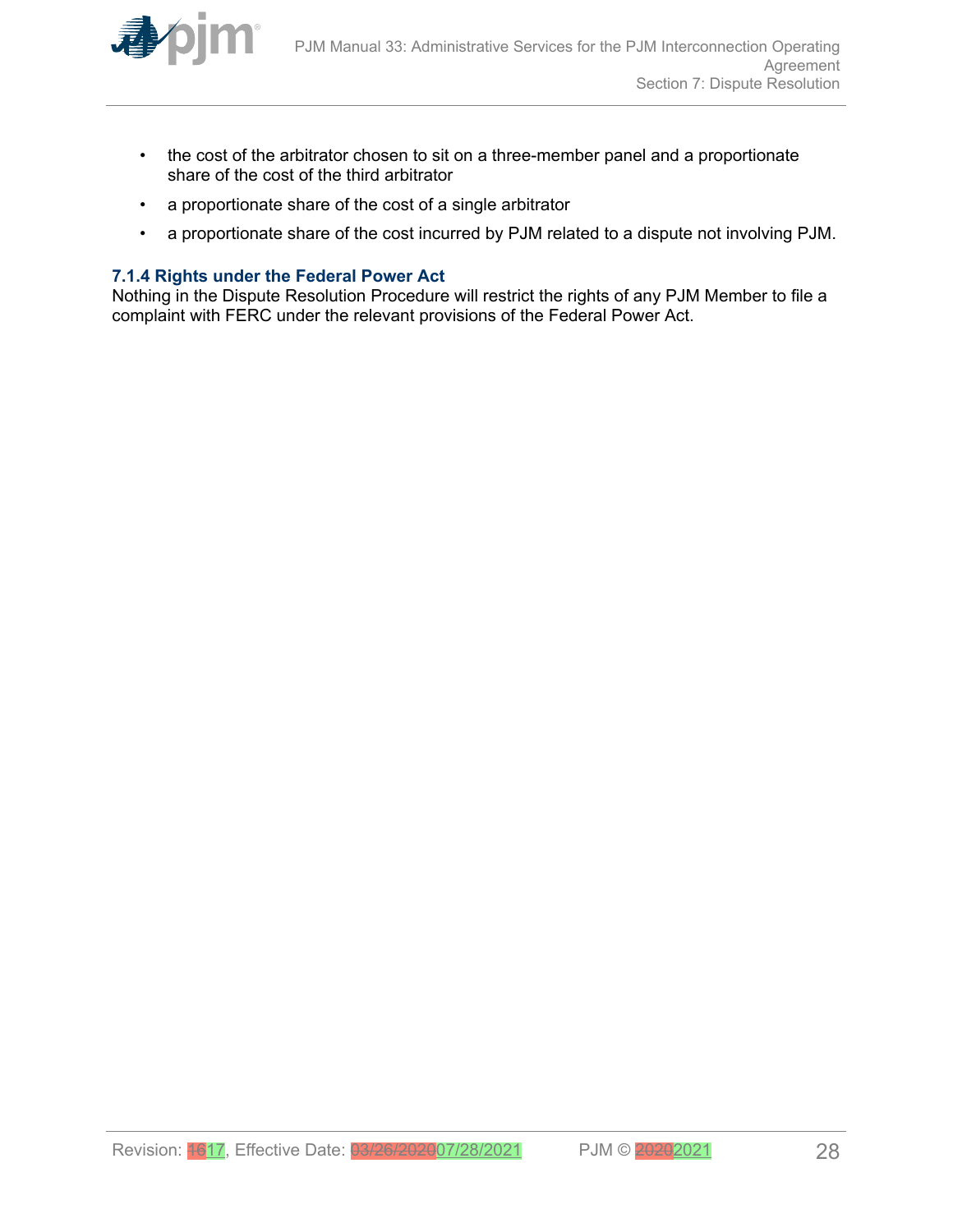- the cost of the arbitrator chosen to sit on a three-member panel and a proportionate share of the cost of the third arbitrator
- a proportionate share of the cost of a single arbitrator
- a proportionate share of the cost incurred by PJM related to a dispute not involving PJM.

### 7.1.4 Rights under the Federal Power Act

Nothing in the Dispute Resolution Procedure will restrict the rights of any PJM Member to file a complaint with FERC under the relevant provisions of the Federal Power Act.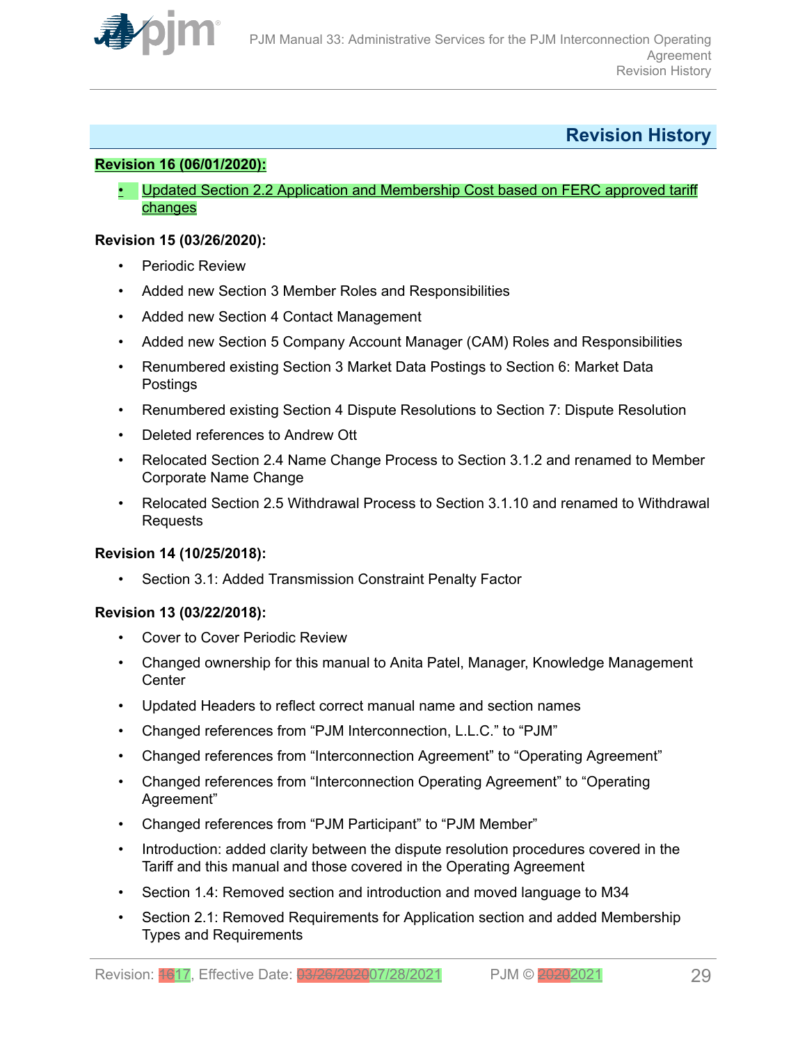## Revision History

**Revision 16 (06/01/2020):**

- Updated Section 2.2 Application and Membership Cost based on FERC approved tariff changes

**Revision 15 (03/26/2020):**

- Periodic Review
- Added new Section 3 Member Roles and Responsibilities
- Added new Section 4 Contact Management
- Added new Section 5 Company Account Manager (CAM) Roles and Responsibilities
- Renumbered existing Section 3 Market Data Postings to Section 6: Market Data Postings
- Renumbered existing Section 4 Dispute Resolutions to Section 7: Dispute Resolution
- Deleted references to Andrew Ott
- Relocated Section 2.4 Name Change Process to Section 3.1.2 and renamed to Member Corporate Name Change
- Relocated Section 2.5 Withdrawal Process to Section 3.1.10 and renamed to Withdrawal Requests

**Revision 14 (10/25/2018):**

- Section 3.1: Added Transmission Constraint Penalty Factor

**Revision 13 (03/22/2018):**

- Cover to Cover Periodic Review
- Changed ownership for this manual to Anita Patel, Manager, Knowledge Management Center
- Updated Headers to reflect correct manual name and section names
- Changed references from "PJM Interconnection, L.L.C." to "PJM"
- Changed references from "Interconnection Agreement" to "Operating Agreement"
- Changed references from "Interconnection Operating Agreement" to "Operating Agreement"
- Changed references from "PJM Participant" to "PJM Member"
- Introduction: added clarity between the dispute resolution procedures covered in the Tariff and this manual and those covered in the Operating Agreement
- Section 1.4: Removed section and introduction and moved language to M34
- Section 2.1: Removed Requirements for Application section and added Membership Types and Requirements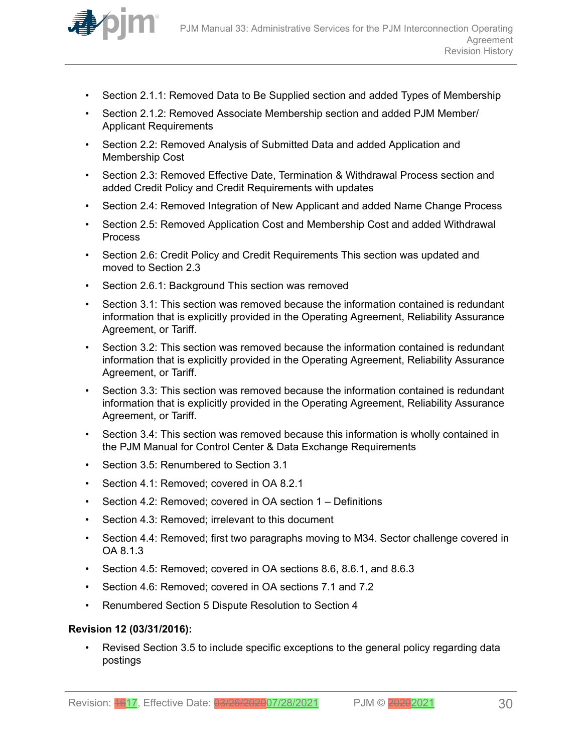- Section 2.1.1: Removed Data to Be Supplied section and added Types of Membership
- Section 2.1.2: Removed Associate Membership section and added PJM Member/ Applicant Requirements
- Section 2.2: Removed Analysis of Submitted Data and added Application and Membership Cost
- Section 2.3: Removed Effective Date, Termination & Withdrawal Process section and added Credit Policy and Credit Requirements with updates
- Section 2.4: Removed Integration of New Applicant and added Name Change Process
- Section 2.5: Removed Application Cost and Membership Cost and added Withdrawal Process
- Section 2.6: Credit Policy and Credit Requirements This section was updated and moved to Section 2.3
- Section 2.6.1: Background This section was removed
- Section 3.1: This section was removed because the information contained is redundant information that is explicitly provided in the Operating Agreement, Reliability Assurance Agreement, or Tariff.
- Section 3.2: This section was removed because the information contained is redundant information that is explicitly provided in the Operating Agreement, Reliability Assurance Agreement, or Tariff.
- Section 3.3: This section was removed because the information contained is redundant information that is explicitly provided in the Operating Agreement, Reliability Assurance Agreement, or Tariff.
- Section 3.4: This section was removed because this information is wholly contained in the PJM Manual for Control Center & Data Exchange Requirements
- Section 3.5: Renumbered to Section 3.1
- Section 4.1: Removed; covered in OA 8.2.1
- Section 4.2: Removed; covered in OA section 1 – Definitions
- Section 4.3: Removed; irrelevant to this document
- Section 4.4: Removed; first two paragraphs moving to M34. Sector challenge covered in OA 8.1.3
- Section 4.5: Removed; covered in OA sections 8.6, 8.6.1, and 8.6.3
- Section 4.6: Removed; covered in OA sections 7.1 and 7.2
- Renumbered Section 5 Dispute Resolution to Section 4

**Revision 12 (03/31/2016):**

- Revised Section 3.5 to include specific exceptions to the general policy regarding data postings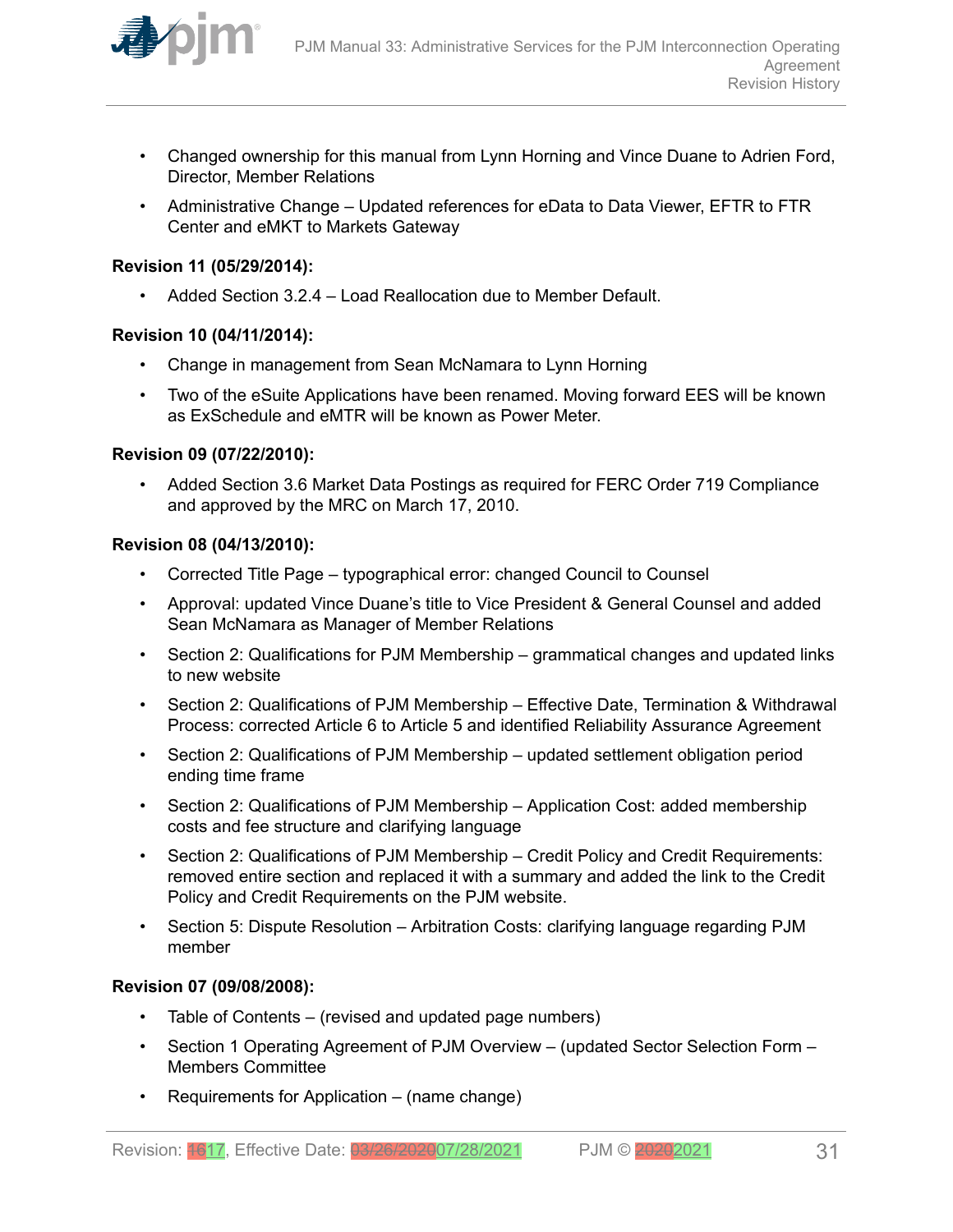- Changed ownership for this manual from Lynn Horning and Vince Duane to Adrien Ford, Director, Member Relations
- Administrative Change – Updated references for eData to Data Viewer, EFTR to FTR Center and eMKT to Markets Gateway

**Revision 11 (05/29/2014):**

- Added Section 3.2.4 – Load Reallocation due to Member Default.

**Revision 10 (04/11/2014):**

- Change in management from Sean McNamara to Lynn Horning
- Two of the eSuite Applications have been renamed. Moving forward EES will be known as ExSchedule and eMTR will be known as Power Meter.

**Revision 09 (07/22/2010):**

- Added Section 3.6 Market Data Postings as required for FERC Order 719 Compliance and approved by the MRC on March 17, 2010.

**Revision 08 (04/13/2010):**

- Corrected Title Page – typographical error: changed Council to Counsel
- Approval: updated Vince Duane's title to Vice President & General Counsel and added Sean McNamara as Manager of Member Relations
- Section 2: Qualifications for PJM Membership – grammatical changes and updated links to new website
- Section 2: Qualifications of PJM Membership – Effective Date, Termination & Withdrawal Process: corrected Article 6 to Article 5 and identified Reliability Assurance Agreement
- Section 2: Qualifications of PJM Membership – updated settlement obligation period ending time frame
- Section 2: Qualifications of PJM Membership – Application Cost: added membership costs and fee structure and clarifying language
- Section 2: Qualifications of PJM Membership – Credit Policy and Credit Requirements: removed entire section and replaced it with a summary and added the link to the Credit Policy and Credit Requirements on the PJM website.
- Section 5: Dispute Resolution – Arbitration Costs: clarifying language regarding PJM member

**Revision 07 (09/08/2008):**

- Table of Contents – (revised and updated page numbers)
- Section 1 Operating Agreement of PJM Overview – (updated Sector Selection Form – Members Committee
- Requirements for Application – (name change)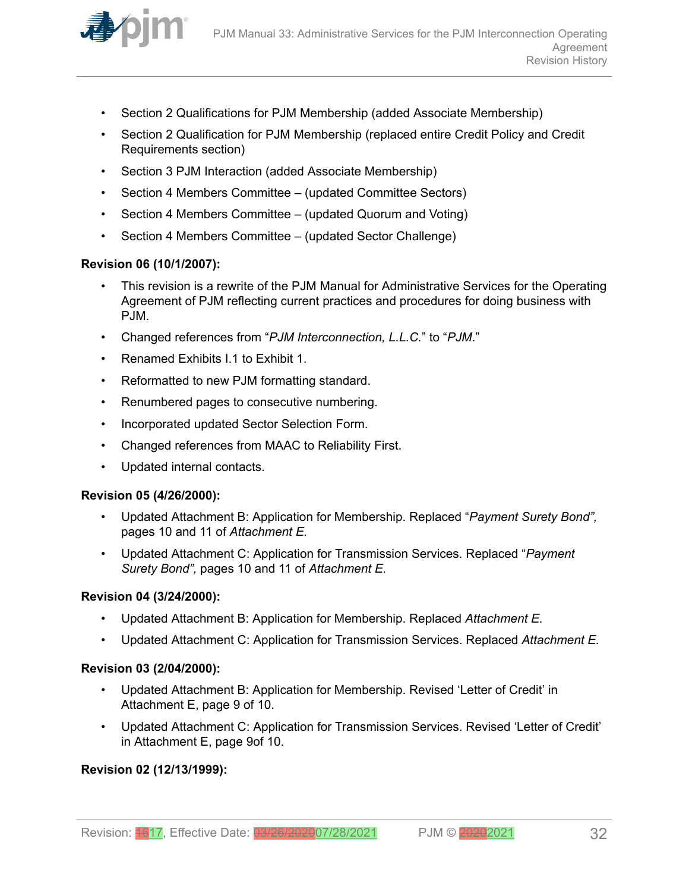- Section 2 Qualifications for PJM Membership (added Associate Membership)
- Section 2 Qualification for PJM Membership (replaced entire Credit Policy and Credit Requirements section)
- Section 3 PJM Interaction (added Associate Membership)
- Section 4 Members Committee – (updated Committee Sectors)
- Section 4 Members Committee – (updated Quorum and Voting)
- Section 4 Members Committee – (updated Sector Challenge)

**Revision 06 (10/1/2007):**

- This revision is a rewrite of the PJM Manual for Administrative Services for the Operating Agreement of PJM reflecting current practices and procedures for doing business with PJM.
- Changed references from "*PJM Interconnection, L.L.C.*" to "*PJM.*"
- Renamed Exhibits I.1 to Exhibit 1.
- Reformatted to new PJM formatting standard.
- Renumbered pages to consecutive numbering.
- Incorporated updated Sector Selection Form.
- Changed references from MAAC to Reliability First.
- Updated internal contacts.

**Revision 05 (4/26/2000):**

- Updated Attachment B: Application for Membership. Replaced "*Payment Surety Bond",* pages 10 and 11 of *Attachment E.*
- Updated Attachment C: Application for Transmission Services. Replaced "*Payment Surety Bond",* pages 10 and 11 of *Attachment E.*

**Revision 04 (3/24/2000):**

- Updated Attachment B: Application for Membership. Replaced *Attachment E.*
- Updated Attachment C: Application for Transmission Services. Replaced *Attachment E.*

**Revision 03 (2/04/2000):**

- Updated Attachment B: Application for Membership. Revised 'Letter of Credit' in Attachment E, page 9 of 10.
- Updated Attachment C: Application for Transmission Services. Revised 'Letter of Credit' in Attachment E, page 9of 10.

**Revision 02 (12/13/1999):**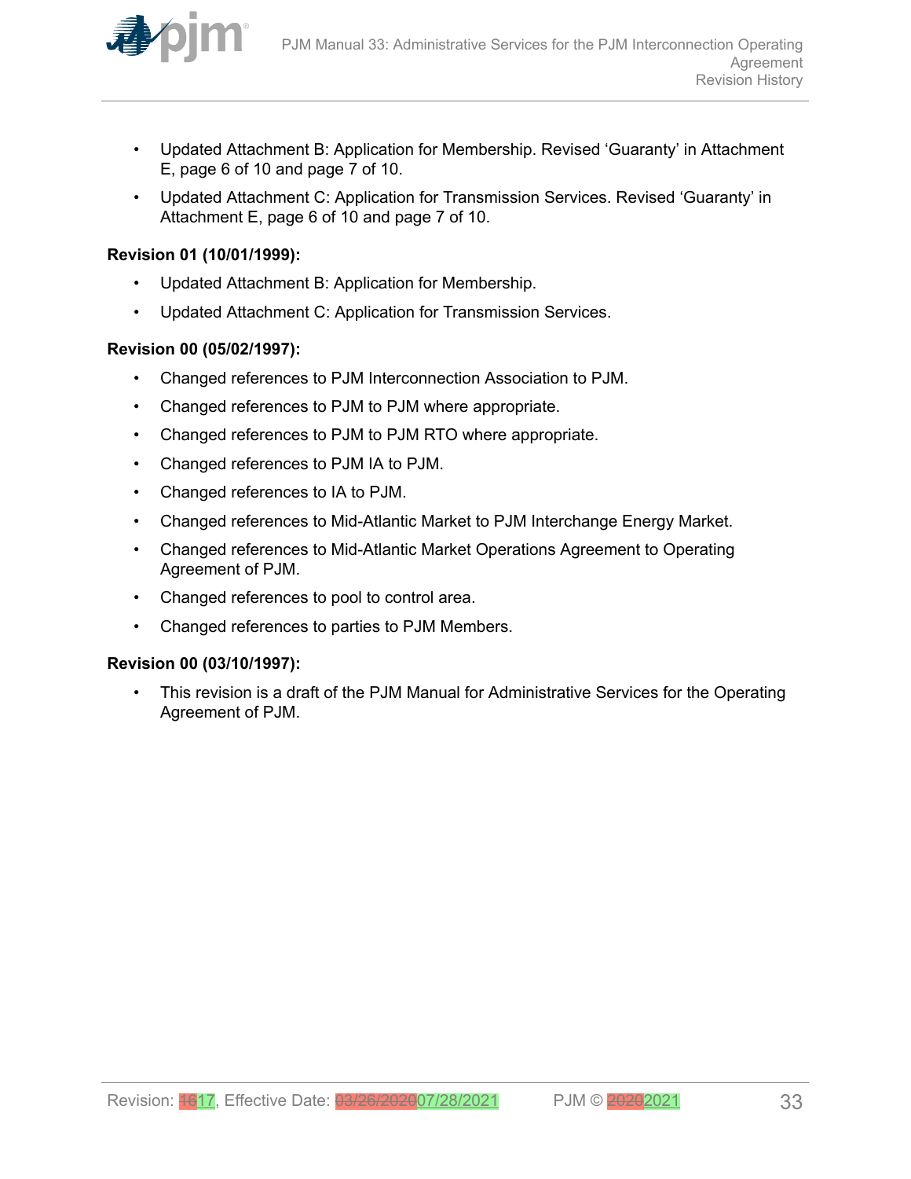- Updated Attachment B: Application for Membership. Revised 'Guaranty' in Attachment E, page 6 of 10 and page 7 of 10.
- Updated Attachment C: Application for Transmission Services. Revised 'Guaranty' in Attachment E, page 6 of 10 and page 7 of 10.

**Revision 01 (10/01/1999):**

- Updated Attachment B: Application for Membership.
- Updated Attachment C: Application for Transmission Services.

**Revision 00 (05/02/1997):**

- Changed references to PJM Interconnection Association to PJM.
- Changed references to PJM to PJM where appropriate.
- Changed references to PJM to PJM RTO where appropriate.
- Changed references to PJM IA to PJM.
- Changed references to IA to PJM.
- Changed references to Mid-Atlantic Market to PJM Interchange Energy Market.
- Changed references to Mid-Atlantic Market Operations Agreement to Operating Agreement of PJM.
- Changed references to pool to control area.
- Changed references to parties to PJM Members.

**Revision 00 (03/10/1997):**

- This revision is a draft of the PJM Manual for Administrative Services for the Operating Agreement of PJM.